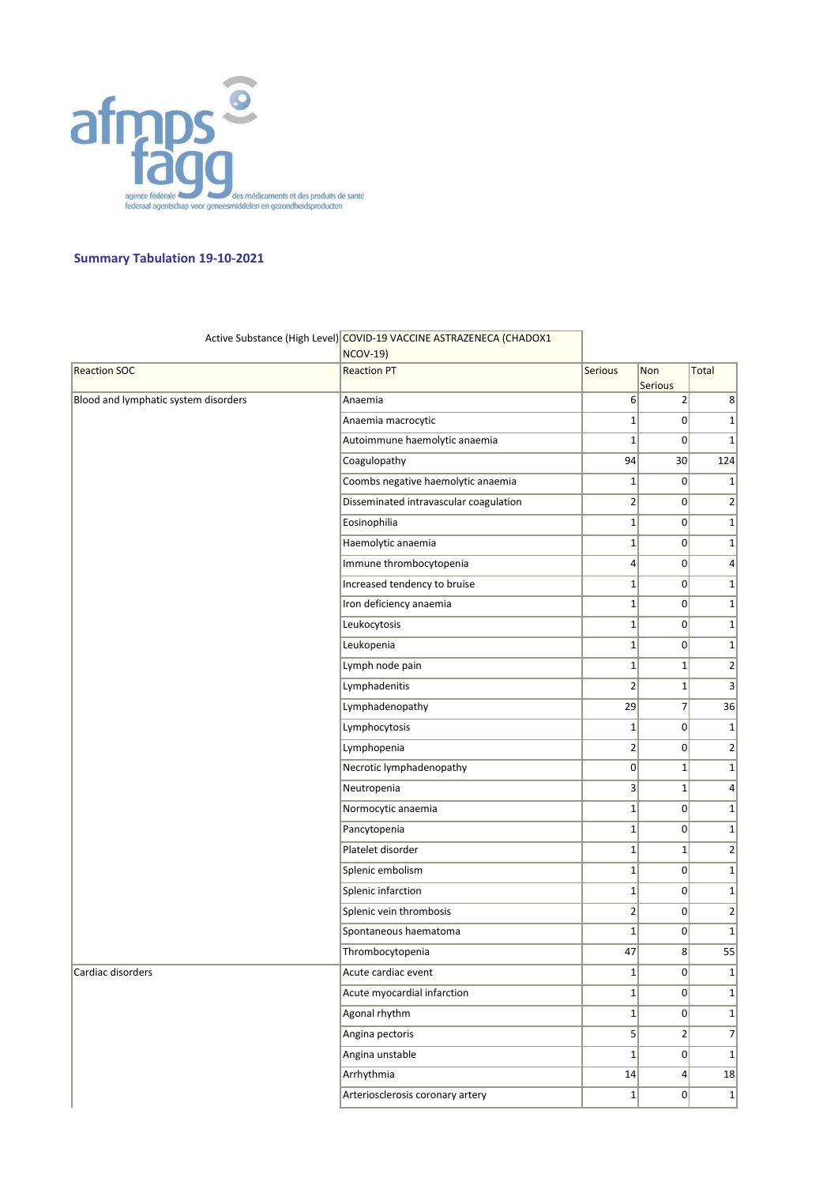afmps fagg

agence fédérale des médicaments et des produits de santé
federaal agentschap voor geneesmiddelen en gezondheidsproducten

## Summary Tabulation 19-10-2021

| | Active Substance (High Level) | COVID-19 VACCINE ASTRAZENECA (CHADOX1 NCOV-19) | | |
|---|---|---|---|---|
| **Reaction SOC** | **Reaction PT** | **Serious** | **Non Serious** | **Total** |
| Blood and lymphatic system disorders | Anaemia | 6 | 2 | 8 |
| | Anaemia macrocytic | 1 | 0 | 1 |
| | Autoimmune haemolytic anaemia | 1 | 0 | 1 |
| | Coagulopathy | 94 | 30 | 124 |
| | Coombs negative haemolytic anaemia | 1 | 0 | 1 |
| | Disseminated intravascular coagulation | 2 | 0 | 2 |
| | Eosinophilia | 1 | 0 | 1 |
| | Haemolytic anaemia | 1 | 0 | 1 |
| | Immune thrombocytopenia | 4 | 0 | 4 |
| | Increased tendency to bruise | 1 | 0 | 1 |
| | Iron deficiency anaemia | 1 | 0 | 1 |
| | Leukocytosis | 1 | 0 | 1 |
| | Leukopenia | 1 | 0 | 1 |
| | Lymph node pain | 1 | 1 | 2 |
| | Lymphadenitis | 2 | 1 | 3 |
| | Lymphadenopathy | 29 | 7 | 36 |
| | Lymphocytosis | 1 | 0 | 1 |
| | Lymphopenia | 2 | 0 | 2 |
| | Necrotic lymphadenopathy | 0 | 1 | 1 |
| | Neutropenia | 3 | 1 | 4 |
| | Normocytic anaemia | 1 | 0 | 1 |
| | Pancytopenia | 1 | 0 | 1 |
| | Platelet disorder | 1 | 1 | 2 |
| | Splenic embolism | 1 | 0 | 1 |
| | Splenic infarction | 1 | 0 | 1 |
| | Splenic vein thrombosis | 2 | 0 | 2 |
| | Spontaneous haematoma | 1 | 0 | 1 |
| | Thrombocytopenia | 47 | 8 | 55 |
| Cardiac disorders | Acute cardiac event | 1 | 0 | 1 |
| | Acute myocardial infarction | 1 | 0 | 1 |
| | Agonal rhythm | 1 | 0 | 1 |
| | Angina pectoris | 5 | 2 | 7 |
| | Angina unstable | 1 | 0 | 1 |
| | Arrhythmia | 14 | 4 | 18 |
| | Arteriosclerosis coronary artery | 1 | 0 | 1 |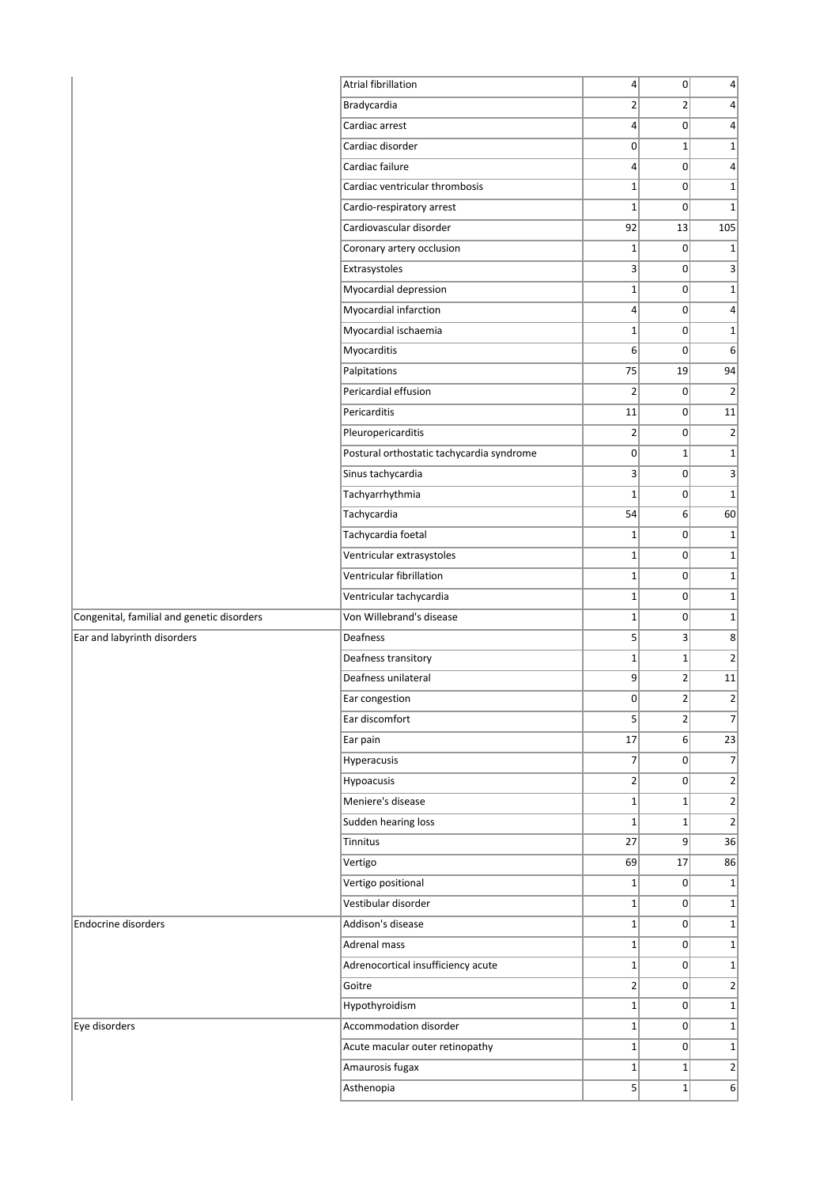| | | | | |
|---|---|---|---|---|
| | Atrial fibrillation | 4 | 0 | 4 |
| | Bradycardia | 2 | 2 | 4 |
| | Cardiac arrest | 4 | 0 | 4 |
| | Cardiac disorder | 0 | 1 | 1 |
| | Cardiac failure | 4 | 0 | 4 |
| | Cardiac ventricular thrombosis | 1 | 0 | 1 |
| | Cardio-respiratory arrest | 1 | 0 | 1 |
| | Cardiovascular disorder | 92 | 13 | 105 |
| | Coronary artery occlusion | 1 | 0 | 1 |
| | Extrasystoles | 3 | 0 | 3 |
| | Myocardial depression | 1 | 0 | 1 |
| | Myocardial infarction | 4 | 0 | 4 |
| | Myocardial ischaemia | 1 | 0 | 1 |
| | Myocarditis | 6 | 0 | 6 |
| | Palpitations | 75 | 19 | 94 |
| | Pericardial effusion | 2 | 0 | 2 |
| | Pericarditis | 11 | 0 | 11 |
| | Pleuropericarditis | 2 | 0 | 2 |
| | Postural orthostatic tachycardia syndrome | 0 | 1 | 1 |
| | Sinus tachycardia | 3 | 0 | 3 |
| | Tachyarrhythmia | 1 | 0 | 1 |
| | Tachycardia | 54 | 6 | 60 |
| | Tachycardia foetal | 1 | 0 | 1 |
| | Ventricular extrasystoles | 1 | 0 | 1 |
| | Ventricular fibrillation | 1 | 0 | 1 |
| | Ventricular tachycardia | 1 | 0 | 1 |
| Congenital, familial and genetic disorders | Von Willebrand's disease | 1 | 0 | 1 |
| Ear and labyrinth disorders | Deafness | 5 | 3 | 8 |
| | Deafness transitory | 1 | 1 | 2 |
| | Deafness unilateral | 9 | 2 | 11 |
| | Ear congestion | 0 | 2 | 2 |
| | Ear discomfort | 5 | 2 | 7 |
| | Ear pain | 17 | 6 | 23 |
| | Hyperacusis | 7 | 0 | 7 |
| | Hypoacusis | 2 | 0 | 2 |
| | Meniere's disease | 1 | 1 | 2 |
| | Sudden hearing loss | 1 | 1 | 2 |
| | Tinnitus | 27 | 9 | 36 |
| | Vertigo | 69 | 17 | 86 |
| | Vertigo positional | 1 | 0 | 1 |
| | Vestibular disorder | 1 | 0 | 1 |
| Endocrine disorders | Addison's disease | 1 | 0 | 1 |
| | Adrenal mass | 1 | 0 | 1 |
| | Adrenocortical insufficiency acute | 1 | 0 | 1 |
| | Goitre | 2 | 0 | 2 |
| | Hypothyroidism | 1 | 0 | 1 |
| Eye disorders | Accommodation disorder | 1 | 0 | 1 |
| | Acute macular outer retinopathy | 1 | 0 | 1 |
| | Amaurosis fugax | 1 | 1 | 2 |
| | Asthenopia | 5 | 1 | 6 |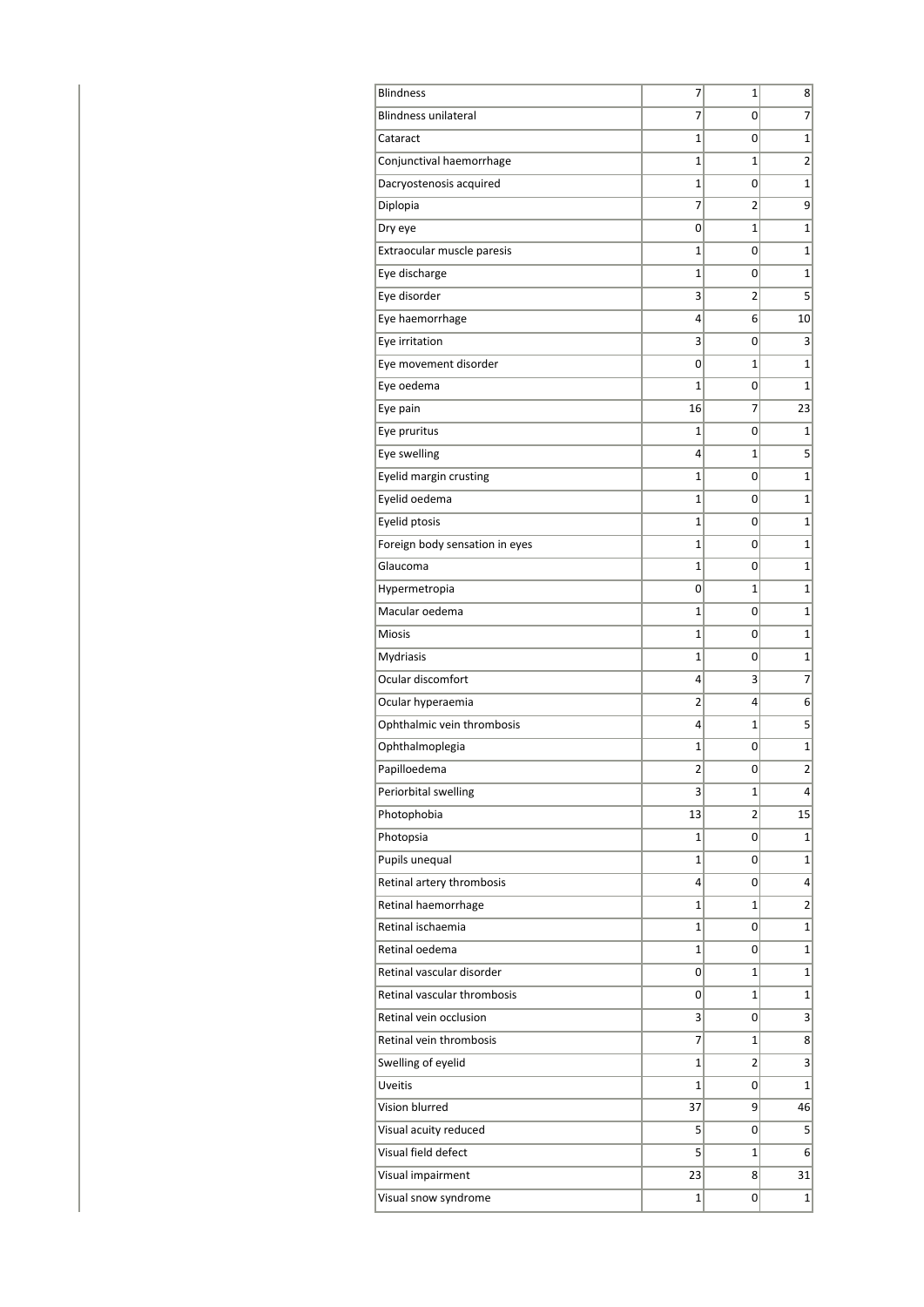| Blindness | 7 | 1 | 8 |
|---|---|---|---|
| Blindness unilateral | 7 | 0 | 7 |
| Cataract | 1 | 0 | 1 |
| Conjunctival haemorrhage | 1 | 1 | 2 |
| Dacryostenosis acquired | 1 | 0 | 1 |
| Diplopia | 7 | 2 | 9 |
| Dry eye | 0 | 1 | 1 |
| Extraocular muscle paresis | 1 | 0 | 1 |
| Eye discharge | 1 | 0 | 1 |
| Eye disorder | 3 | 2 | 5 |
| Eye haemorrhage | 4 | 6 | 10 |
| Eye irritation | 3 | 0 | 3 |
| Eye movement disorder | 0 | 1 | 1 |
| Eye oedema | 1 | 0 | 1 |
| Eye pain | 16 | 7 | 23 |
| Eye pruritus | 1 | 0 | 1 |
| Eye swelling | 4 | 1 | 5 |
| Eyelid margin crusting | 1 | 0 | 1 |
| Eyelid oedema | 1 | 0 | 1 |
| Eyelid ptosis | 1 | 0 | 1 |
| Foreign body sensation in eyes | 1 | 0 | 1 |
| Glaucoma | 1 | 0 | 1 |
| Hypermetropia | 0 | 1 | 1 |
| Macular oedema | 1 | 0 | 1 |
| Miosis | 1 | 0 | 1 |
| Mydriasis | 1 | 0 | 1 |
| Ocular discomfort | 4 | 3 | 7 |
| Ocular hyperaemia | 2 | 4 | 6 |
| Ophthalmic vein thrombosis | 4 | 1 | 5 |
| Ophthalmoplegia | 1 | 0 | 1 |
| Papilloedema | 2 | 0 | 2 |
| Periorbital swelling | 3 | 1 | 4 |
| Photophobia | 13 | 2 | 15 |
| Photopsia | 1 | 0 | 1 |
| Pupils unequal | 1 | 0 | 1 |
| Retinal artery thrombosis | 4 | 0 | 4 |
| Retinal haemorrhage | 1 | 1 | 2 |
| Retinal ischaemia | 1 | 0 | 1 |
| Retinal oedema | 1 | 0 | 1 |
| Retinal vascular disorder | 0 | 1 | 1 |
| Retinal vascular thrombosis | 0 | 1 | 1 |
| Retinal vein occlusion | 3 | 0 | 3 |
| Retinal vein thrombosis | 7 | 1 | 8 |
| Swelling of eyelid | 1 | 2 | 3 |
| Uveitis | 1 | 0 | 1 |
| Vision blurred | 37 | 9 | 46 |
| Visual acuity reduced | 5 | 0 | 5 |
| Visual field defect | 5 | 1 | 6 |
| Visual impairment | 23 | 8 | 31 |
| Visual snow syndrome | 1 | 0 | 1 |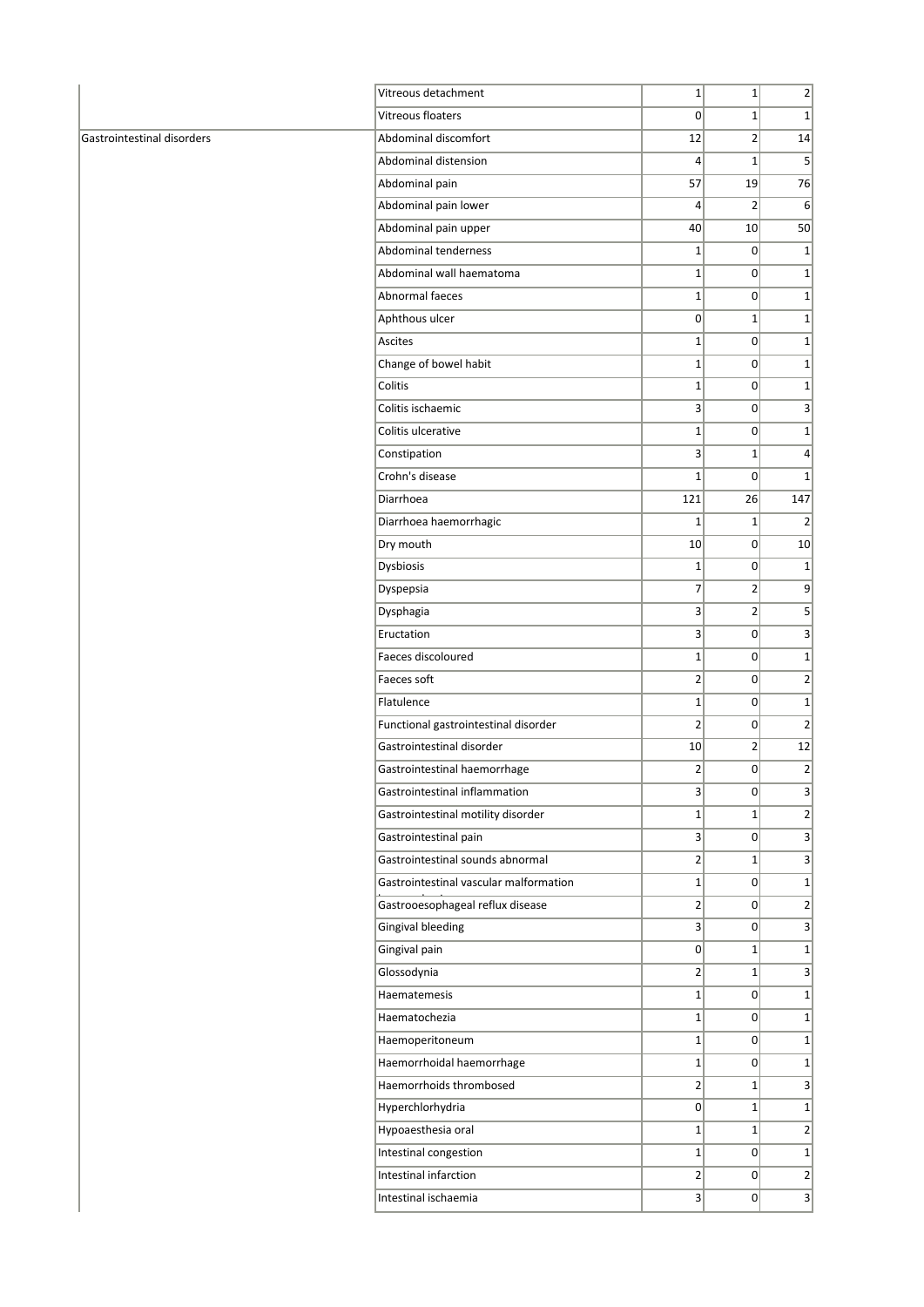| | | | | |
|---|---|---|---|---|
| | Vitreous detachment | 1 | 1 | 2 |
| | Vitreous floaters | 0 | 1 | 1 |
| Gastrointestinal disorders | Abdominal discomfort | 12 | 2 | 14 |
| | Abdominal distension | 4 | 1 | 5 |
| | Abdominal pain | 57 | 19 | 76 |
| | Abdominal pain lower | 4 | 2 | 6 |
| | Abdominal pain upper | 40 | 10 | 50 |
| | Abdominal tenderness | 1 | 0 | 1 |
| | Abdominal wall haematoma | 1 | 0 | 1 |
| | Abnormal faeces | 1 | 0 | 1 |
| | Aphthous ulcer | 0 | 1 | 1 |
| | Ascites | 1 | 0 | 1 |
| | Change of bowel habit | 1 | 0 | 1 |
| | Colitis | 1 | 0 | 1 |
| | Colitis ischaemic | 3 | 0 | 3 |
| | Colitis ulcerative | 1 | 0 | 1 |
| | Constipation | 3 | 1 | 4 |
| | Crohn's disease | 1 | 0 | 1 |
| | Diarrhoea | 121 | 26 | 147 |
| | Diarrhoea haemorrhagic | 1 | 1 | 2 |
| | Dry mouth | 10 | 0 | 10 |
| | Dysbiosis | 1 | 0 | 1 |
| | Dyspepsia | 7 | 2 | 9 |
| | Dysphagia | 3 | 2 | 5 |
| | Eructation | 3 | 0 | 3 |
| | Faeces discoloured | 1 | 0 | 1 |
| | Faeces soft | 2 | 0 | 2 |
| | Flatulence | 1 | 0 | 1 |
| | Functional gastrointestinal disorder | 2 | 0 | 2 |
| | Gastrointestinal disorder | 10 | 2 | 12 |
| | Gastrointestinal haemorrhage | 2 | 0 | 2 |
| | Gastrointestinal inflammation | 3 | 0 | 3 |
| | Gastrointestinal motility disorder | 1 | 1 | 2 |
| | Gastrointestinal pain | 3 | 0 | 3 |
| | Gastrointestinal sounds abnormal | 2 | 1 | 3 |
| | Gastrointestinal vascular malformation | 1 | 0 | 1 |
| | Gastrooesophageal reflux disease | 2 | 0 | 2 |
| | Gingival bleeding | 3 | 0 | 3 |
| | Gingival pain | 0 | 1 | 1 |
| | Glossodynia | 2 | 1 | 3 |
| | Haematemesis | 1 | 0 | 1 |
| | Haematochezia | 1 | 0 | 1 |
| | Haemoperitoneum | 1 | 0 | 1 |
| | Haemorrhoidal haemorrhage | 1 | 0 | 1 |
| | Haemorrhoids thrombosed | 2 | 1 | 3 |
| | Hyperchlorhydria | 0 | 1 | 1 |
| | Hypoaesthesia oral | 1 | 1 | 2 |
| | Intestinal congestion | 1 | 0 | 1 |
| | Intestinal infarction | 2 | 0 | 2 |
| | Intestinal ischaemia | 3 | 0 | 3 |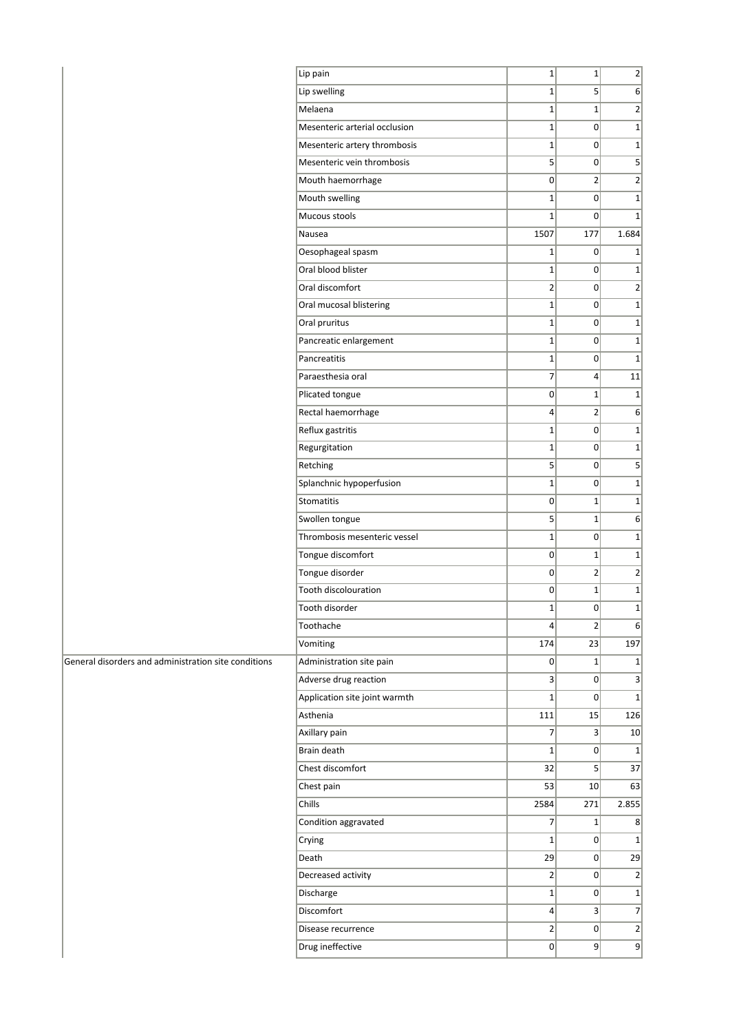| | | | | |
|---|---|---|---|---|
| | Lip pain | 1 | 1 | 2 |
| | Lip swelling | 1 | 5 | 6 |
| | Melaena | 1 | 1 | 2 |
| | Mesenteric arterial occlusion | 1 | 0 | 1 |
| | Mesenteric artery thrombosis | 1 | 0 | 1 |
| | Mesenteric vein thrombosis | 5 | 0 | 5 |
| | Mouth haemorrhage | 0 | 2 | 2 |
| | Mouth swelling | 1 | 0 | 1 |
| | Mucous stools | 1 | 0 | 1 |
| | Nausea | 1507 | 177 | 1.684 |
| | Oesophageal spasm | 1 | 0 | 1 |
| | Oral blood blister | 1 | 0 | 1 |
| | Oral discomfort | 2 | 0 | 2 |
| | Oral mucosal blistering | 1 | 0 | 1 |
| | Oral pruritus | 1 | 0 | 1 |
| | Pancreatic enlargement | 1 | 0 | 1 |
| | Pancreatitis | 1 | 0 | 1 |
| | Paraesthesia oral | 7 | 4 | 11 |
| | Plicated tongue | 0 | 1 | 1 |
| | Rectal haemorrhage | 4 | 2 | 6 |
| | Reflux gastritis | 1 | 0 | 1 |
| | Regurgitation | 1 | 0 | 1 |
| | Retching | 5 | 0 | 5 |
| | Splanchnic hypoperfusion | 1 | 0 | 1 |
| | Stomatitis | 0 | 1 | 1 |
| | Swollen tongue | 5 | 1 | 6 |
| | Thrombosis mesenteric vessel | 1 | 0 | 1 |
| | Tongue discomfort | 0 | 1 | 1 |
| | Tongue disorder | 0 | 2 | 2 |
| | Tooth discolouration | 0 | 1 | 1 |
| | Tooth disorder | 1 | 0 | 1 |
| | Toothache | 4 | 2 | 6 |
| | Vomiting | 174 | 23 | 197 |
| General disorders and administration site conditions | Administration site pain | 0 | 1 | 1 |
| | Adverse drug reaction | 3 | 0 | 3 |
| | Application site joint warmth | 1 | 0 | 1 |
| | Asthenia | 111 | 15 | 126 |
| | Axillary pain | 7 | 3 | 10 |
| | Brain death | 1 | 0 | 1 |
| | Chest discomfort | 32 | 5 | 37 |
| | Chest pain | 53 | 10 | 63 |
| | Chills | 2584 | 271 | 2.855 |
| | Condition aggravated | 7 | 1 | 8 |
| | Crying | 1 | 0 | 1 |
| | Death | 29 | 0 | 29 |
| | Decreased activity | 2 | 0 | 2 |
| | Discharge | 1 | 0 | 1 |
| | Discomfort | 4 | 3 | 7 |
| | Disease recurrence | 2 | 0 | 2 |
| | Drug ineffective | 0 | 9 | 9 |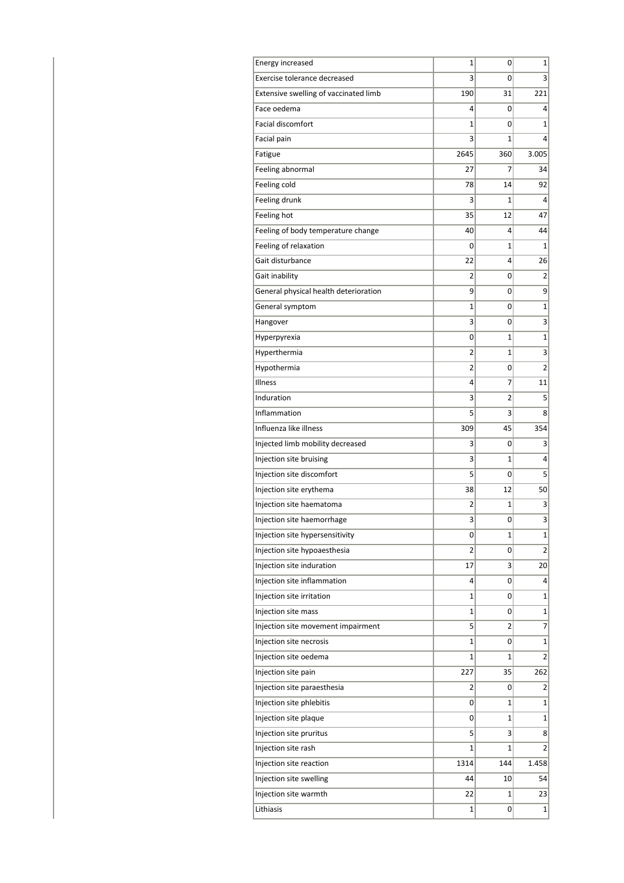| | | | |
|---|---|---|---|
| Energy increased | 1 | 0 | 1 |
| Exercise tolerance decreased | 3 | 0 | 3 |
| Extensive swelling of vaccinated limb | 190 | 31 | 221 |
| Face oedema | 4 | 0 | 4 |
| Facial discomfort | 1 | 0 | 1 |
| Facial pain | 3 | 1 | 4 |
| Fatigue | 2645 | 360 | 3.005 |
| Feeling abnormal | 27 | 7 | 34 |
| Feeling cold | 78 | 14 | 92 |
| Feeling drunk | 3 | 1 | 4 |
| Feeling hot | 35 | 12 | 47 |
| Feeling of body temperature change | 40 | 4 | 44 |
| Feeling of relaxation | 0 | 1 | 1 |
| Gait disturbance | 22 | 4 | 26 |
| Gait inability | 2 | 0 | 2 |
| General physical health deterioration | 9 | 0 | 9 |
| General symptom | 1 | 0 | 1 |
| Hangover | 3 | 0 | 3 |
| Hyperpyrexia | 0 | 1 | 1 |
| Hyperthermia | 2 | 1 | 3 |
| Hypothermia | 2 | 0 | 2 |
| Illness | 4 | 7 | 11 |
| Induration | 3 | 2 | 5 |
| Inflammation | 5 | 3 | 8 |
| Influenza like illness | 309 | 45 | 354 |
| Injected limb mobility decreased | 3 | 0 | 3 |
| Injection site bruising | 3 | 1 | 4 |
| Injection site discomfort | 5 | 0 | 5 |
| Injection site erythema | 38 | 12 | 50 |
| Injection site haematoma | 2 | 1 | 3 |
| Injection site haemorrhage | 3 | 0 | 3 |
| Injection site hypersensitivity | 0 | 1 | 1 |
| Injection site hypoaesthesia | 2 | 0 | 2 |
| Injection site induration | 17 | 3 | 20 |
| Injection site inflammation | 4 | 0 | 4 |
| Injection site irritation | 1 | 0 | 1 |
| Injection site mass | 1 | 0 | 1 |
| Injection site movement impairment | 5 | 2 | 7 |
| Injection site necrosis | 1 | 0 | 1 |
| Injection site oedema | 1 | 1 | 2 |
| Injection site pain | 227 | 35 | 262 |
| Injection site paraesthesia | 2 | 0 | 2 |
| Injection site phlebitis | 0 | 1 | 1 |
| Injection site plaque | 0 | 1 | 1 |
| Injection site pruritus | 5 | 3 | 8 |
| Injection site rash | 1 | 1 | 2 |
| Injection site reaction | 1314 | 144 | 1.458 |
| Injection site swelling | 44 | 10 | 54 |
| Injection site warmth | 22 | 1 | 23 |
| Lithiasis | 1 | 0 | 1 |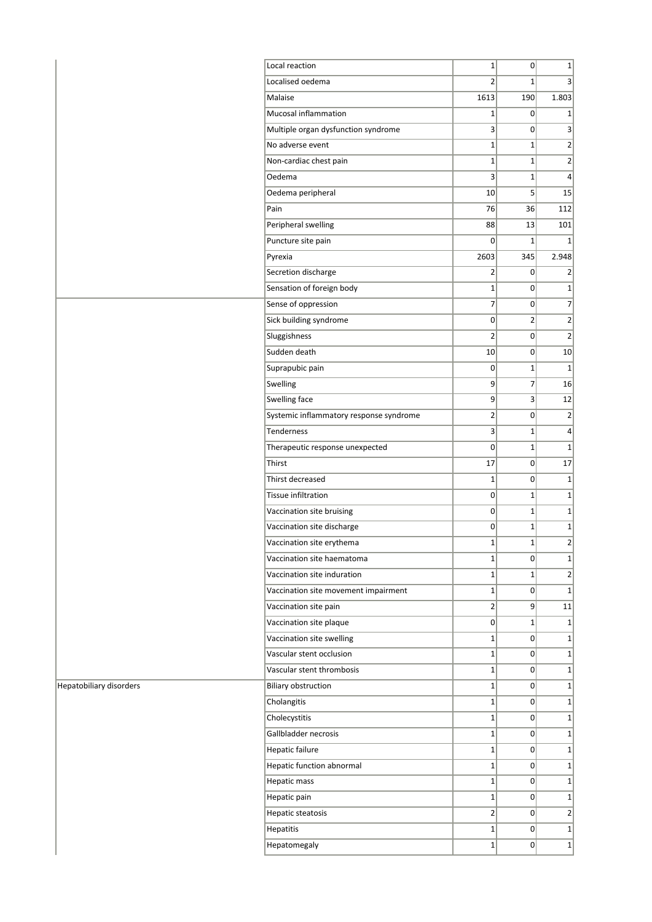| | | | | |
|---|---|---|---|---|
| | Local reaction | 1 | 0 | 1 |
| | Localised oedema | 2 | 1 | 3 |
| | Malaise | 1613 | 190 | 1.803 |
| | Mucosal inflammation | 1 | 0 | 1 |
| | Multiple organ dysfunction syndrome | 3 | 0 | 3 |
| | No adverse event | 1 | 1 | 2 |
| | Non-cardiac chest pain | 1 | 1 | 2 |
| | Oedema | 3 | 1 | 4 |
| | Oedema peripheral | 10 | 5 | 15 |
| | Pain | 76 | 36 | 112 |
| | Peripheral swelling | 88 | 13 | 101 |
| | Puncture site pain | 0 | 1 | 1 |
| | Pyrexia | 2603 | 345 | 2.948 |
| | Secretion discharge | 2 | 0 | 2 |
| | Sensation of foreign body | 1 | 0 | 1 |
| | Sense of oppression | 7 | 0 | 7 |
| | Sick building syndrome | 0 | 2 | 2 |
| | Sluggishness | 2 | 0 | 2 |
| | Sudden death | 10 | 0 | 10 |
| | Suprapubic pain | 0 | 1 | 1 |
| | Swelling | 9 | 7 | 16 |
| | Swelling face | 9 | 3 | 12 |
| | Systemic inflammatory response syndrome | 2 | 0 | 2 |
| | Tenderness | 3 | 1 | 4 |
| | Therapeutic response unexpected | 0 | 1 | 1 |
| | Thirst | 17 | 0 | 17 |
| | Thirst decreased | 1 | 0 | 1 |
| | Tissue infiltration | 0 | 1 | 1 |
| | Vaccination site bruising | 0 | 1 | 1 |
| | Vaccination site discharge | 0 | 1 | 1 |
| | Vaccination site erythema | 1 | 1 | 2 |
| | Vaccination site haematoma | 1 | 0 | 1 |
| | Vaccination site induration | 1 | 1 | 2 |
| | Vaccination site movement impairment | 1 | 0 | 1 |
| | Vaccination site pain | 2 | 9 | 11 |
| | Vaccination site plaque | 0 | 1 | 1 |
| | Vaccination site swelling | 1 | 0 | 1 |
| | Vascular stent occlusion | 1 | 0 | 1 |
| | Vascular stent thrombosis | 1 | 0 | 1 |
| Hepatobiliary disorders | Biliary obstruction | 1 | 0 | 1 |
| | Cholangitis | 1 | 0 | 1 |
| | Cholecystitis | 1 | 0 | 1 |
| | Gallbladder necrosis | 1 | 0 | 1 |
| | Hepatic failure | 1 | 0 | 1 |
| | Hepatic function abnormal | 1 | 0 | 1 |
| | Hepatic mass | 1 | 0 | 1 |
| | Hepatic pain | 1 | 0 | 1 |
| | Hepatic steatosis | 2 | 0 | 2 |
| | Hepatitis | 1 | 0 | 1 |
| | Hepatomegaly | 1 | 0 | 1 |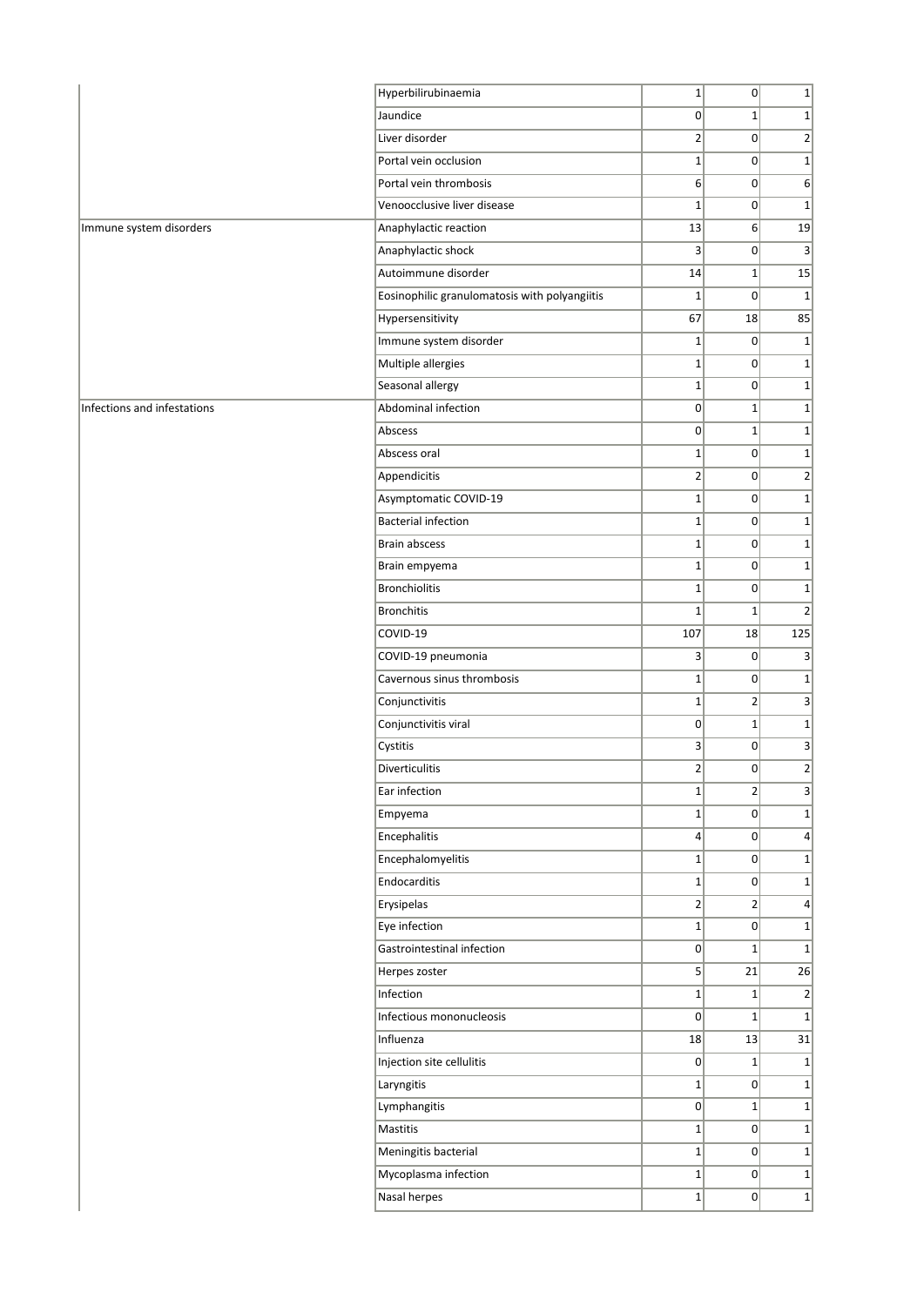| | | | | |
|---|---|---|---|---|
| | Hyperbilirubinaemia | 1 | 0 | 1 |
| | Jaundice | 0 | 1 | 1 |
| | Liver disorder | 2 | 0 | 2 |
| | Portal vein occlusion | 1 | 0 | 1 |
| | Portal vein thrombosis | 6 | 0 | 6 |
| | Venoocclusive liver disease | 1 | 0 | 1 |
| Immune system disorders | Anaphylactic reaction | 13 | 6 | 19 |
| | Anaphylactic shock | 3 | 0 | 3 |
| | Autoimmune disorder | 14 | 1 | 15 |
| | Eosinophilic granulomatosis with polyangiitis | 1 | 0 | 1 |
| | Hypersensitivity | 67 | 18 | 85 |
| | Immune system disorder | 1 | 0 | 1 |
| | Multiple allergies | 1 | 0 | 1 |
| | Seasonal allergy | 1 | 0 | 1 |
| Infections and infestations | Abdominal infection | 0 | 1 | 1 |
| | Abscess | 0 | 1 | 1 |
| | Abscess oral | 1 | 0 | 1 |
| | Appendicitis | 2 | 0 | 2 |
| | Asymptomatic COVID-19 | 1 | 0 | 1 |
| | Bacterial infection | 1 | 0 | 1 |
| | Brain abscess | 1 | 0 | 1 |
| | Brain empyema | 1 | 0 | 1 |
| | Bronchiolitis | 1 | 0 | 1 |
| | Bronchitis | 1 | 1 | 2 |
| | COVID-19 | 107 | 18 | 125 |
| | COVID-19 pneumonia | 3 | 0 | 3 |
| | Cavernous sinus thrombosis | 1 | 0 | 1 |
| | Conjunctivitis | 1 | 2 | 3 |
| | Conjunctivitis viral | 0 | 1 | 1 |
| | Cystitis | 3 | 0 | 3 |
| | Diverticulitis | 2 | 0 | 2 |
| | Ear infection | 1 | 2 | 3 |
| | Empyema | 1 | 0 | 1 |
| | Encephalitis | 4 | 0 | 4 |
| | Encephalomyelitis | 1 | 0 | 1 |
| | Endocarditis | 1 | 0 | 1 |
| | Erysipelas | 2 | 2 | 4 |
| | Eye infection | 1 | 0 | 1 |
| | Gastrointestinal infection | 0 | 1 | 1 |
| | Herpes zoster | 5 | 21 | 26 |
| | Infection | 1 | 1 | 2 |
| | Infectious mononucleosis | 0 | 1 | 1 |
| | Influenza | 18 | 13 | 31 |
| | Injection site cellulitis | 0 | 1 | 1 |
| | Laryngitis | 1 | 0 | 1 |
| | Lymphangitis | 0 | 1 | 1 |
| | Mastitis | 1 | 0 | 1 |
| | Meningitis bacterial | 1 | 0 | 1 |
| | Mycoplasma infection | 1 | 0 | 1 |
| | Nasal herpes | 1 | 0 | 1 |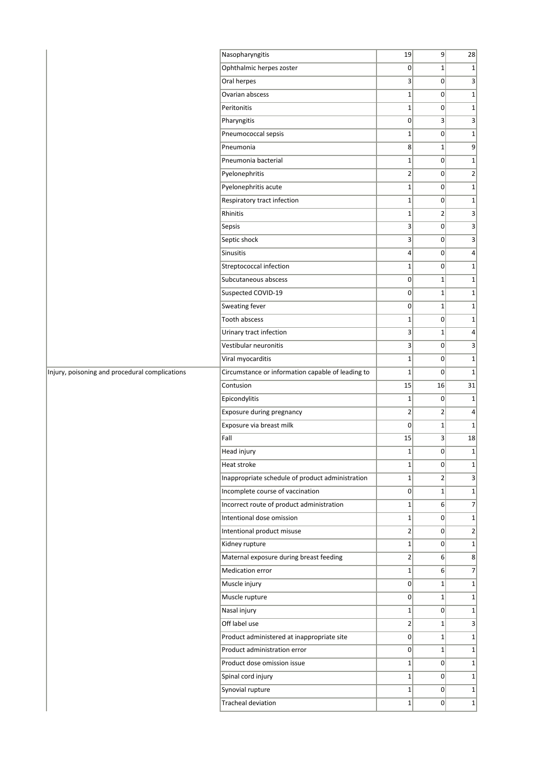| | | | | |
|---|---|---|---|---|
| | Nasopharyngitis | 19 | 9 | 28 |
| | Ophthalmic herpes zoster | 0 | 1 | 1 |
| | Oral herpes | 3 | 0 | 3 |
| | Ovarian abscess | 1 | 0 | 1 |
| | Peritonitis | 1 | 0 | 1 |
| | Pharyngitis | 0 | 3 | 3 |
| | Pneumococcal sepsis | 1 | 0 | 1 |
| | Pneumonia | 8 | 1 | 9 |
| | Pneumonia bacterial | 1 | 0 | 1 |
| | Pyelonephritis | 2 | 0 | 2 |
| | Pyelonephritis acute | 1 | 0 | 1 |
| | Respiratory tract infection | 1 | 0 | 1 |
| | Rhinitis | 1 | 2 | 3 |
| | Sepsis | 3 | 0 | 3 |
| | Septic shock | 3 | 0 | 3 |
| | Sinusitis | 4 | 0 | 4 |
| | Streptococcal infection | 1 | 0 | 1 |
| | Subcutaneous abscess | 0 | 1 | 1 |
| | Suspected COVID-19 | 0 | 1 | 1 |
| | Sweating fever | 0 | 1 | 1 |
| | Tooth abscess | 1 | 0 | 1 |
| | Urinary tract infection | 3 | 1 | 4 |
| | Vestibular neuronitis | 3 | 0 | 3 |
| | Viral myocarditis | 1 | 0 | 1 |
| Injury, poisoning and procedural complications | Circumstance or information capable of leading to | 1 | 0 | 1 |
| | Contusion | 15 | 16 | 31 |
| | Epicondylitis | 1 | 0 | 1 |
| | Exposure during pregnancy | 2 | 2 | 4 |
| | Exposure via breast milk | 0 | 1 | 1 |
| | Fall | 15 | 3 | 18 |
| | Head injury | 1 | 0 | 1 |
| | Heat stroke | 1 | 0 | 1 |
| | Inappropriate schedule of product administration | 1 | 2 | 3 |
| | Incomplete course of vaccination | 0 | 1 | 1 |
| | Incorrect route of product administration | 1 | 6 | 7 |
| | Intentional dose omission | 1 | 0 | 1 |
| | Intentional product misuse | 2 | 0 | 2 |
| | Kidney rupture | 1 | 0 | 1 |
| | Maternal exposure during breast feeding | 2 | 6 | 8 |
| | Medication error | 1 | 6 | 7 |
| | Muscle injury | 0 | 1 | 1 |
| | Muscle rupture | 0 | 1 | 1 |
| | Nasal injury | 1 | 0 | 1 |
| | Off label use | 2 | 1 | 3 |
| | Product administered at inappropriate site | 0 | 1 | 1 |
| | Product administration error | 0 | 1 | 1 |
| | Product dose omission issue | 1 | 0 | 1 |
| | Spinal cord injury | 1 | 0 | 1 |
| | Synovial rupture | 1 | 0 | 1 |
| | Tracheal deviation | 1 | 0 | 1 |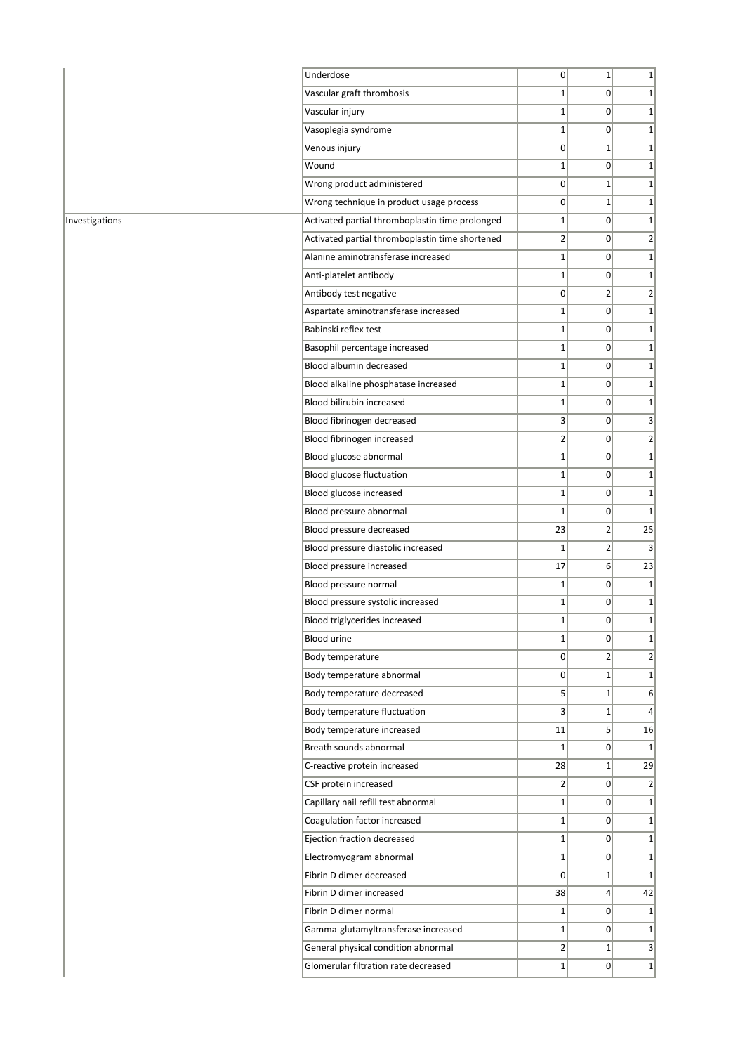| | | | | |
|---|---|---|---|---|
| | Underdose | 0 | 1 | 1 |
| | Vascular graft thrombosis | 1 | 0 | 1 |
| | Vascular injury | 1 | 0 | 1 |
| | Vasoplegia syndrome | 1 | 0 | 1 |
| | Venous injury | 0 | 1 | 1 |
| | Wound | 1 | 0 | 1 |
| | Wrong product administered | 0 | 1 | 1 |
| | Wrong technique in product usage process | 0 | 1 | 1 |
| Investigations | Activated partial thromboplastin time prolonged | 1 | 0 | 1 |
| | Activated partial thromboplastin time shortened | 2 | 0 | 2 |
| | Alanine aminotransferase increased | 1 | 0 | 1 |
| | Anti-platelet antibody | 1 | 0 | 1 |
| | Antibody test negative | 0 | 2 | 2 |
| | Aspartate aminotransferase increased | 1 | 0 | 1 |
| | Babinski reflex test | 1 | 0 | 1 |
| | Basophil percentage increased | 1 | 0 | 1 |
| | Blood albumin decreased | 1 | 0 | 1 |
| | Blood alkaline phosphatase increased | 1 | 0 | 1 |
| | Blood bilirubin increased | 1 | 0 | 1 |
| | Blood fibrinogen decreased | 3 | 0 | 3 |
| | Blood fibrinogen increased | 2 | 0 | 2 |
| | Blood glucose abnormal | 1 | 0 | 1 |
| | Blood glucose fluctuation | 1 | 0 | 1 |
| | Blood glucose increased | 1 | 0 | 1 |
| | Blood pressure abnormal | 1 | 0 | 1 |
| | Blood pressure decreased | 23 | 2 | 25 |
| | Blood pressure diastolic increased | 1 | 2 | 3 |
| | Blood pressure increased | 17 | 6 | 23 |
| | Blood pressure normal | 1 | 0 | 1 |
| | Blood pressure systolic increased | 1 | 0 | 1 |
| | Blood triglycerides increased | 1 | 0 | 1 |
| | Blood urine | 1 | 0 | 1 |
| | Body temperature | 0 | 2 | 2 |
| | Body temperature abnormal | 0 | 1 | 1 |
| | Body temperature decreased | 5 | 1 | 6 |
| | Body temperature fluctuation | 3 | 1 | 4 |
| | Body temperature increased | 11 | 5 | 16 |
| | Breath sounds abnormal | 1 | 0 | 1 |
| | C-reactive protein increased | 28 | 1 | 29 |
| | CSF protein increased | 2 | 0 | 2 |
| | Capillary nail refill test abnormal | 1 | 0 | 1 |
| | Coagulation factor increased | 1 | 0 | 1 |
| | Ejection fraction decreased | 1 | 0 | 1 |
| | Electromyogram abnormal | 1 | 0 | 1 |
| | Fibrin D dimer decreased | 0 | 1 | 1 |
| | Fibrin D dimer increased | 38 | 4 | 42 |
| | Fibrin D dimer normal | 1 | 0 | 1 |
| | Gamma-glutamyltransferase increased | 1 | 0 | 1 |
| | General physical condition abnormal | 2 | 1 | 3 |
| | Glomerular filtration rate decreased | 1 | 0 | 1 |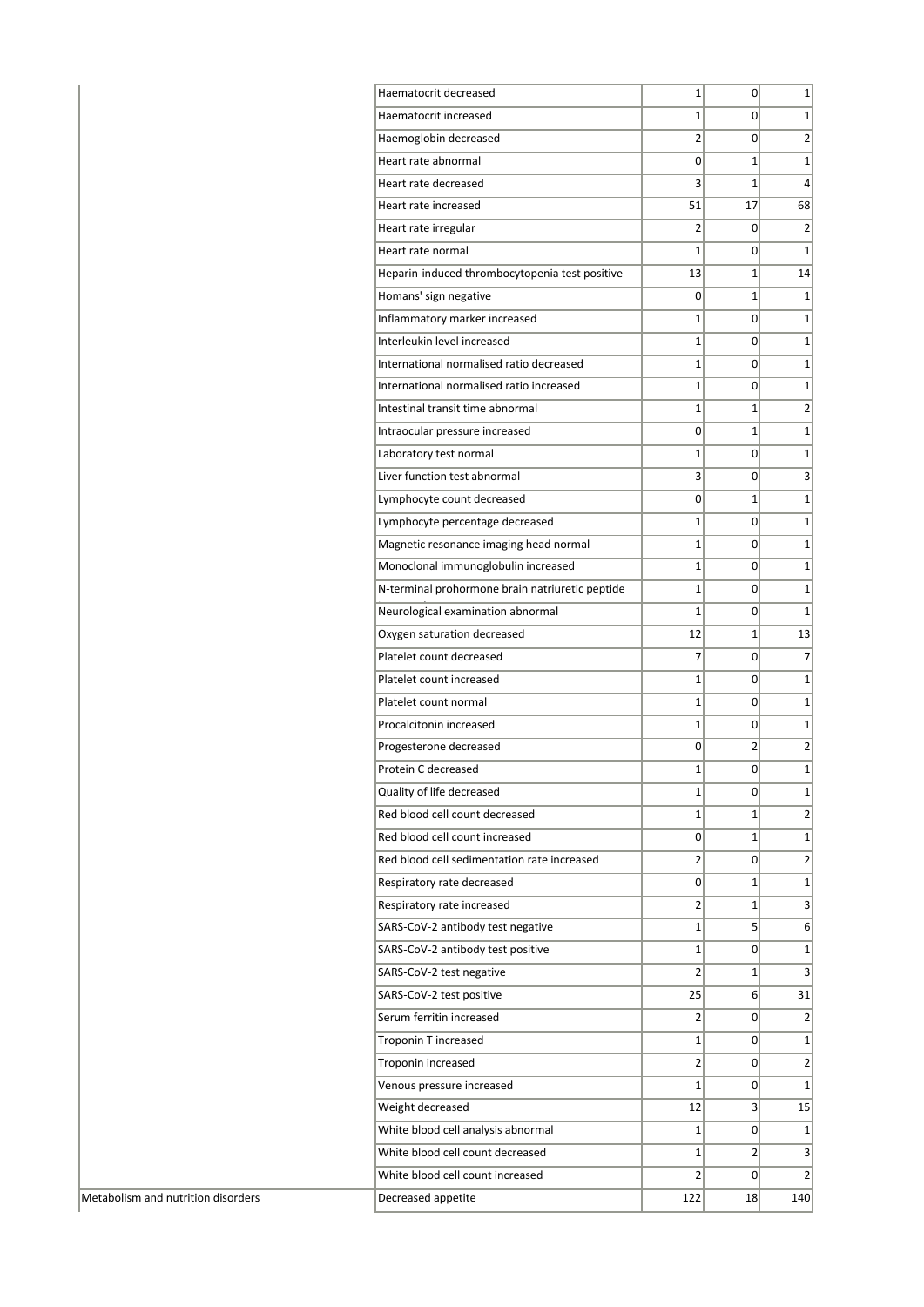| | | | | |
|---|---|---|---|---|
| | Haematocrit decreased | 1 | 0 | 1 |
| | Haematocrit increased | 1 | 0 | 1 |
| | Haemoglobin decreased | 2 | 0 | 2 |
| | Heart rate abnormal | 0 | 1 | 1 |
| | Heart rate decreased | 3 | 1 | 4 |
| | Heart rate increased | 51 | 17 | 68 |
| | Heart rate irregular | 2 | 0 | 2 |
| | Heart rate normal | 1 | 0 | 1 |
| | Heparin-induced thrombocytopenia test positive | 13 | 1 | 14 |
| | Homans' sign negative | 0 | 1 | 1 |
| | Inflammatory marker increased | 1 | 0 | 1 |
| | Interleukin level increased | 1 | 0 | 1 |
| | International normalised ratio decreased | 1 | 0 | 1 |
| | International normalised ratio increased | 1 | 0 | 1 |
| | Intestinal transit time abnormal | 1 | 1 | 2 |
| | Intraocular pressure increased | 0 | 1 | 1 |
| | Laboratory test normal | 1 | 0 | 1 |
| | Liver function test abnormal | 3 | 0 | 3 |
| | Lymphocyte count decreased | 0 | 1 | 1 |
| | Lymphocyte percentage decreased | 1 | 0 | 1 |
| | Magnetic resonance imaging head normal | 1 | 0 | 1 |
| | Monoclonal immunoglobulin increased | 1 | 0 | 1 |
| | N-terminal prohormone brain natriuretic peptide | 1 | 0 | 1 |
| | Neurological examination abnormal | 1 | 0 | 1 |
| | Oxygen saturation decreased | 12 | 1 | 13 |
| | Platelet count decreased | 7 | 0 | 7 |
| | Platelet count increased | 1 | 0 | 1 |
| | Platelet count normal | 1 | 0 | 1 |
| | Procalcitonin increased | 1 | 0 | 1 |
| | Progesterone decreased | 0 | 2 | 2 |
| | Protein C decreased | 1 | 0 | 1 |
| | Quality of life decreased | 1 | 0 | 1 |
| | Red blood cell count decreased | 1 | 1 | 2 |
| | Red blood cell count increased | 0 | 1 | 1 |
| | Red blood cell sedimentation rate increased | 2 | 0 | 2 |
| | Respiratory rate decreased | 0 | 1 | 1 |
| | Respiratory rate increased | 2 | 1 | 3 |
| | SARS-CoV-2 antibody test negative | 1 | 5 | 6 |
| | SARS-CoV-2 antibody test positive | 1 | 0 | 1 |
| | SARS-CoV-2 test negative | 2 | 1 | 3 |
| | SARS-CoV-2 test positive | 25 | 6 | 31 |
| | Serum ferritin increased | 2 | 0 | 2 |
| | Troponin T increased | 1 | 0 | 1 |
| | Troponin increased | 2 | 0 | 2 |
| | Venous pressure increased | 1 | 0 | 1 |
| | Weight decreased | 12 | 3 | 15 |
| | White blood cell analysis abnormal | 1 | 0 | 1 |
| | White blood cell count decreased | 1 | 2 | 3 |
| | White blood cell count increased | 2 | 0 | 2 |
| Metabolism and nutrition disorders | Decreased appetite | 122 | 18 | 140 |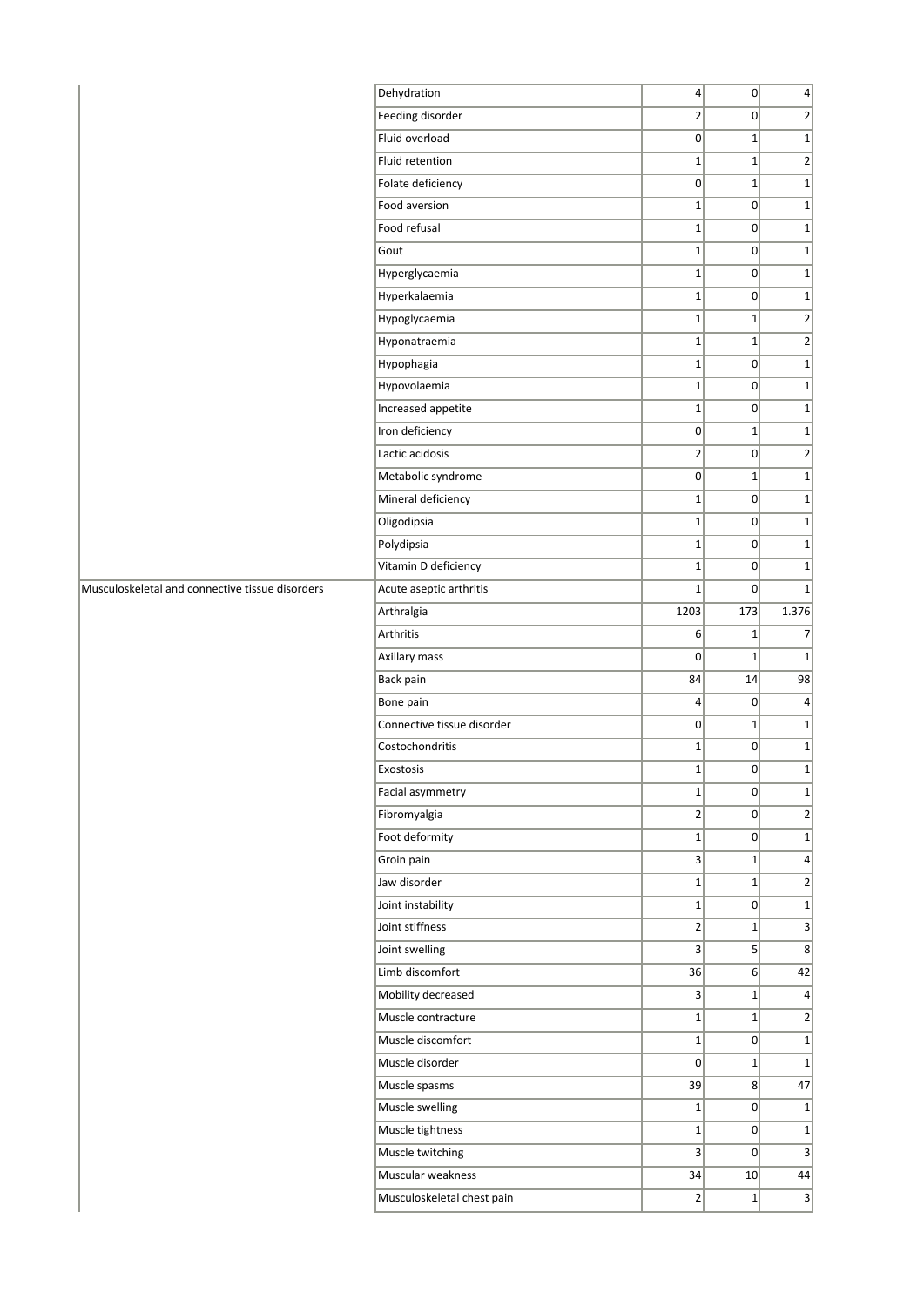| | | | | |
|---|---|---|---|---|
| | Dehydration | 4 | 0 | 4 |
| | Feeding disorder | 2 | 0 | 2 |
| | Fluid overload | 0 | 1 | 1 |
| | Fluid retention | 1 | 1 | 2 |
| | Folate deficiency | 0 | 1 | 1 |
| | Food aversion | 1 | 0 | 1 |
| | Food refusal | 1 | 0 | 1 |
| | Gout | 1 | 0 | 1 |
| | Hyperglycaemia | 1 | 0 | 1 |
| | Hyperkalaemia | 1 | 0 | 1 |
| | Hypoglycaemia | 1 | 1 | 2 |
| | Hyponatraemia | 1 | 1 | 2 |
| | Hypophagia | 1 | 0 | 1 |
| | Hypovolaemia | 1 | 0 | 1 |
| | Increased appetite | 1 | 0 | 1 |
| | Iron deficiency | 0 | 1 | 1 |
| | Lactic acidosis | 2 | 0 | 2 |
| | Metabolic syndrome | 0 | 1 | 1 |
| | Mineral deficiency | 1 | 0 | 1 |
| | Oligodipsia | 1 | 0 | 1 |
| | Polydipsia | 1 | 0 | 1 |
| | Vitamin D deficiency | 1 | 0 | 1 |
| Musculoskeletal and connective tissue disorders | Acute aseptic arthritis | 1 | 0 | 1 |
| | Arthralgia | 1203 | 173 | 1.376 |
| | Arthritis | 6 | 1 | 7 |
| | Axillary mass | 0 | 1 | 1 |
| | Back pain | 84 | 14 | 98 |
| | Bone pain | 4 | 0 | 4 |
| | Connective tissue disorder | 0 | 1 | 1 |
| | Costochondritis | 1 | 0 | 1 |
| | Exostosis | 1 | 0 | 1 |
| | Facial asymmetry | 1 | 0 | 1 |
| | Fibromyalgia | 2 | 0 | 2 |
| | Foot deformity | 1 | 0 | 1 |
| | Groin pain | 3 | 1 | 4 |
| | Jaw disorder | 1 | 1 | 2 |
| | Joint instability | 1 | 0 | 1 |
| | Joint stiffness | 2 | 1 | 3 |
| | Joint swelling | 3 | 5 | 8 |
| | Limb discomfort | 36 | 6 | 42 |
| | Mobility decreased | 3 | 1 | 4 |
| | Muscle contracture | 1 | 1 | 2 |
| | Muscle discomfort | 1 | 0 | 1 |
| | Muscle disorder | 0 | 1 | 1 |
| | Muscle spasms | 39 | 8 | 47 |
| | Muscle swelling | 1 | 0 | 1 |
| | Muscle tightness | 1 | 0 | 1 |
| | Muscle twitching | 3 | 0 | 3 |
| | Muscular weakness | 34 | 10 | 44 |
| | Musculoskeletal chest pain | 2 | 1 | 3 |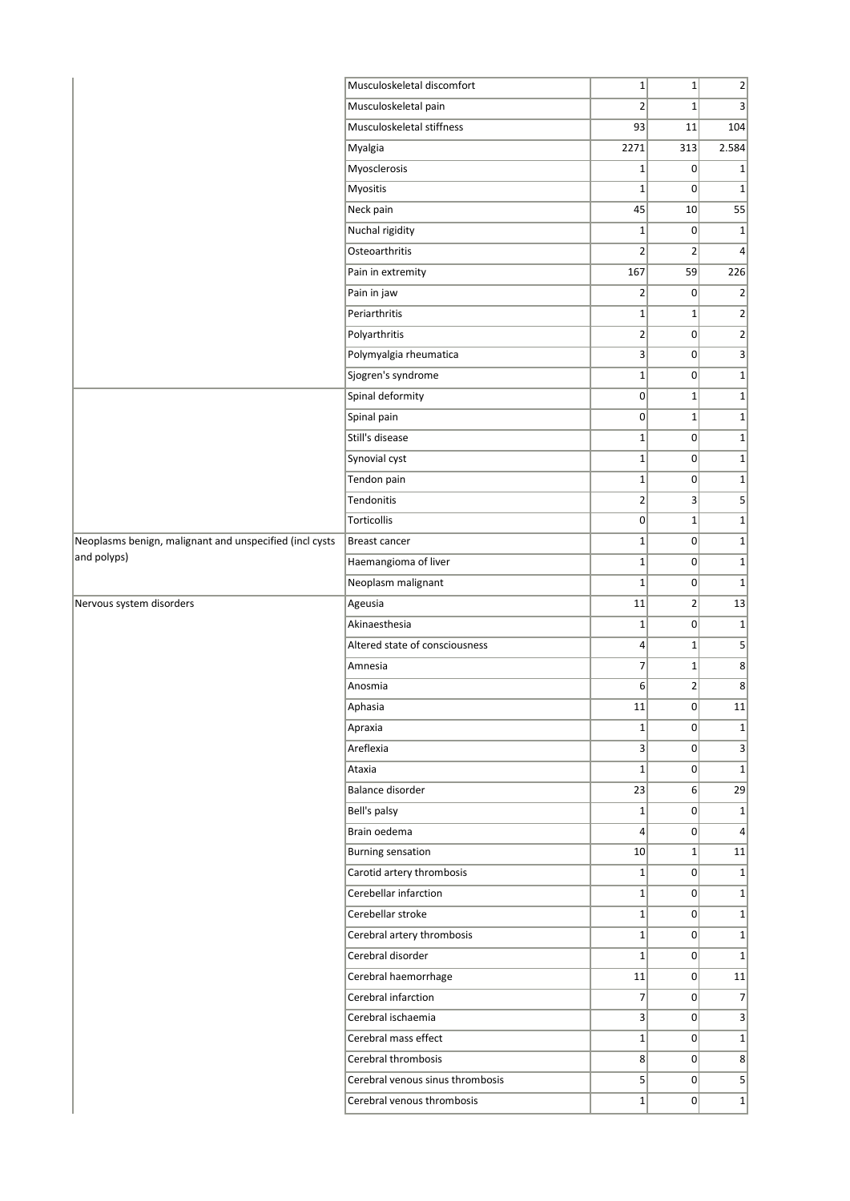| | | | | |
|---|---|---|---|---|
| | Musculoskeletal discomfort | 1 | 1 | 2 |
| | Musculoskeletal pain | 2 | 1 | 3 |
| | Musculoskeletal stiffness | 93 | 11 | 104 |
| | Myalgia | 2271 | 313 | 2.584 |
| | Myosclerosis | 1 | 0 | 1 |
| | Myositis | 1 | 0 | 1 |
| | Neck pain | 45 | 10 | 55 |
| | Nuchal rigidity | 1 | 0 | 1 |
| | Osteoarthritis | 2 | 2 | 4 |
| | Pain in extremity | 167 | 59 | 226 |
| | Pain in jaw | 2 | 0 | 2 |
| | Periarthritis | 1 | 1 | 2 |
| | Polyarthritis | 2 | 0 | 2 |
| | Polymyalgia rheumatica | 3 | 0 | 3 |
| | Sjogren's syndrome | 1 | 0 | 1 |
| | Spinal deformity | 0 | 1 | 1 |
| | Spinal pain | 0 | 1 | 1 |
| | Still's disease | 1 | 0 | 1 |
| | Synovial cyst | 1 | 0 | 1 |
| | Tendon pain | 1 | 0 | 1 |
| | Tendonitis | 2 | 3 | 5 |
| | Torticollis | 0 | 1 | 1 |
| Neoplasms benign, malignant and unspecified (incl cysts and polyps) | Breast cancer | 1 | 0 | 1 |
| | Haemangioma of liver | 1 | 0 | 1 |
| | Neoplasm malignant | 1 | 0 | 1 |
| Nervous system disorders | Ageusia | 11 | 2 | 13 |
| | Akinaesthesia | 1 | 0 | 1 |
| | Altered state of consciousness | 4 | 1 | 5 |
| | Amnesia | 7 | 1 | 8 |
| | Anosmia | 6 | 2 | 8 |
| | Aphasia | 11 | 0 | 11 |
| | Apraxia | 1 | 0 | 1 |
| | Areflexia | 3 | 0 | 3 |
| | Ataxia | 1 | 0 | 1 |
| | Balance disorder | 23 | 6 | 29 |
| | Bell's palsy | 1 | 0 | 1 |
| | Brain oedema | 4 | 0 | 4 |
| | Burning sensation | 10 | 1 | 11 |
| | Carotid artery thrombosis | 1 | 0 | 1 |
| | Cerebellar infarction | 1 | 0 | 1 |
| | Cerebellar stroke | 1 | 0 | 1 |
| | Cerebral artery thrombosis | 1 | 0 | 1 |
| | Cerebral disorder | 1 | 0 | 1 |
| | Cerebral haemorrhage | 11 | 0 | 11 |
| | Cerebral infarction | 7 | 0 | 7 |
| | Cerebral ischaemia | 3 | 0 | 3 |
| | Cerebral mass effect | 1 | 0 | 1 |
| | Cerebral thrombosis | 8 | 0 | 8 |
| | Cerebral venous sinus thrombosis | 5 | 0 | 5 |
| | Cerebral venous thrombosis | 1 | 0 | 1 |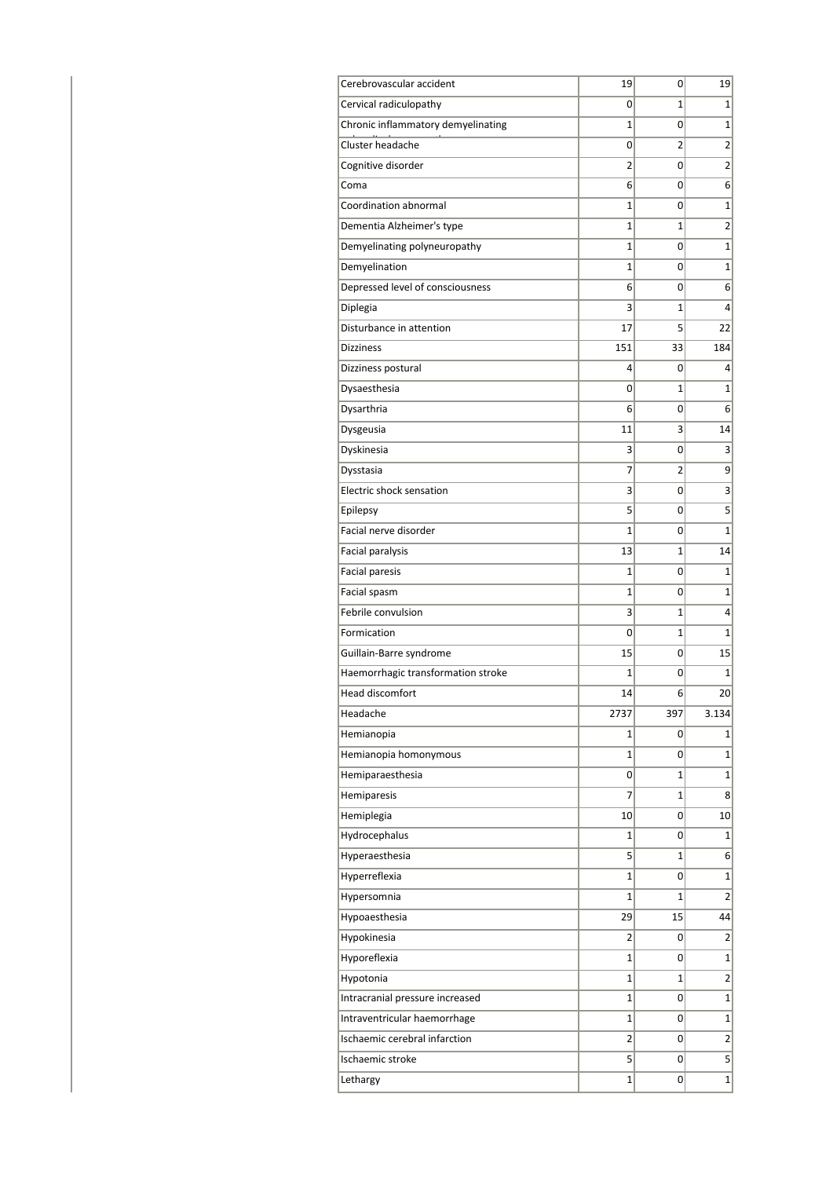| | | | |
|---|---|---|---|
| Cerebrovascular accident | 19 | 0 | 19 |
| Cervical radiculopathy | 0 | 1 | 1 |
| Chronic inflammatory demyelinating | 1 | 0 | 1 |
| Cluster headache | 0 | 2 | 2 |
| Cognitive disorder | 2 | 0 | 2 |
| Coma | 6 | 0 | 6 |
| Coordination abnormal | 1 | 0 | 1 |
| Dementia Alzheimer's type | 1 | 1 | 2 |
| Demyelinating polyneuropathy | 1 | 0 | 1 |
| Demyelination | 1 | 0 | 1 |
| Depressed level of consciousness | 6 | 0 | 6 |
| Diplegia | 3 | 1 | 4 |
| Disturbance in attention | 17 | 5 | 22 |
| Dizziness | 151 | 33 | 184 |
| Dizziness postural | 4 | 0 | 4 |
| Dysaesthesia | 0 | 1 | 1 |
| Dysarthria | 6 | 0 | 6 |
| Dysgeusia | 11 | 3 | 14 |
| Dyskinesia | 3 | 0 | 3 |
| Dysstasia | 7 | 2 | 9 |
| Electric shock sensation | 3 | 0 | 3 |
| Epilepsy | 5 | 0 | 5 |
| Facial nerve disorder | 1 | 0 | 1 |
| Facial paralysis | 13 | 1 | 14 |
| Facial paresis | 1 | 0 | 1 |
| Facial spasm | 1 | 0 | 1 |
| Febrile convulsion | 3 | 1 | 4 |
| Formication | 0 | 1 | 1 |
| Guillain-Barre syndrome | 15 | 0 | 15 |
| Haemorrhagic transformation stroke | 1 | 0 | 1 |
| Head discomfort | 14 | 6 | 20 |
| Headache | 2737 | 397 | 3.134 |
| Hemianopia | 1 | 0 | 1 |
| Hemianopia homonymous | 1 | 0 | 1 |
| Hemiparaesthesia | 0 | 1 | 1 |
| Hemiparesis | 7 | 1 | 8 |
| Hemiplegia | 10 | 0 | 10 |
| Hydrocephalus | 1 | 0 | 1 |
| Hyperaesthesia | 5 | 1 | 6 |
| Hyperreflexia | 1 | 0 | 1 |
| Hypersomnia | 1 | 1 | 2 |
| Hypoaesthesia | 29 | 15 | 44 |
| Hypokinesia | 2 | 0 | 2 |
| Hyporeflexia | 1 | 0 | 1 |
| Hypotonia | 1 | 1 | 2 |
| Intracranial pressure increased | 1 | 0 | 1 |
| Intraventricular haemorrhage | 1 | 0 | 1 |
| Ischaemic cerebral infarction | 2 | 0 | 2 |
| Ischaemic stroke | 5 | 0 | 5 |
| Lethargy | 1 | 0 | 1 |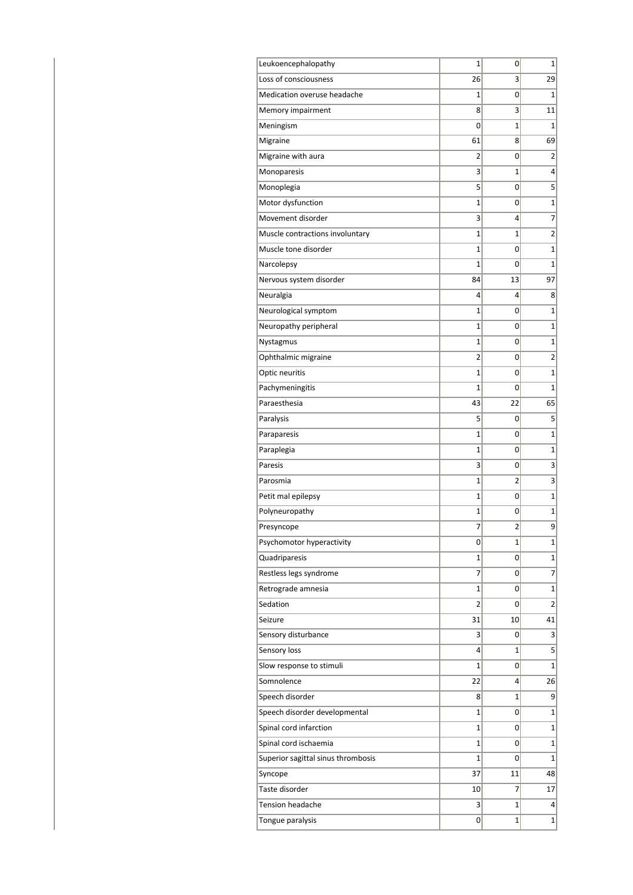| | | | |
|---|---|---|---|
| Leukoencephalopathy | 1 | 0 | 1 |
| Loss of consciousness | 26 | 3 | 29 |
| Medication overuse headache | 1 | 0 | 1 |
| Memory impairment | 8 | 3 | 11 |
| Meningism | 0 | 1 | 1 |
| Migraine | 61 | 8 | 69 |
| Migraine with aura | 2 | 0 | 2 |
| Monoparesis | 3 | 1 | 4 |
| Monoplegia | 5 | 0 | 5 |
| Motor dysfunction | 1 | 0 | 1 |
| Movement disorder | 3 | 4 | 7 |
| Muscle contractions involuntary | 1 | 1 | 2 |
| Muscle tone disorder | 1 | 0 | 1 |
| Narcolepsy | 1 | 0 | 1 |
| Nervous system disorder | 84 | 13 | 97 |
| Neuralgia | 4 | 4 | 8 |
| Neurological symptom | 1 | 0 | 1 |
| Neuropathy peripheral | 1 | 0 | 1 |
| Nystagmus | 1 | 0 | 1 |
| Ophthalmic migraine | 2 | 0 | 2 |
| Optic neuritis | 1 | 0 | 1 |
| Pachymeningitis | 1 | 0 | 1 |
| Paraesthesia | 43 | 22 | 65 |
| Paralysis | 5 | 0 | 5 |
| Paraparesis | 1 | 0 | 1 |
| Paraplegia | 1 | 0 | 1 |
| Paresis | 3 | 0 | 3 |
| Parosmia | 1 | 2 | 3 |
| Petit mal epilepsy | 1 | 0 | 1 |
| Polyneuropathy | 1 | 0 | 1 |
| Presyncope | 7 | 2 | 9 |
| Psychomotor hyperactivity | 0 | 1 | 1 |
| Quadriparesis | 1 | 0 | 1 |
| Restless legs syndrome | 7 | 0 | 7 |
| Retrograde amnesia | 1 | 0 | 1 |
| Sedation | 2 | 0 | 2 |
| Seizure | 31 | 10 | 41 |
| Sensory disturbance | 3 | 0 | 3 |
| Sensory loss | 4 | 1 | 5 |
| Slow response to stimuli | 1 | 0 | 1 |
| Somnolence | 22 | 4 | 26 |
| Speech disorder | 8 | 1 | 9 |
| Speech disorder developmental | 1 | 0 | 1 |
| Spinal cord infarction | 1 | 0 | 1 |
| Spinal cord ischaemia | 1 | 0 | 1 |
| Superior sagittal sinus thrombosis | 1 | 0 | 1 |
| Syncope | 37 | 11 | 48 |
| Taste disorder | 10 | 7 | 17 |
| Tension headache | 3 | 1 | 4 |
| Tongue paralysis | 0 | 1 | 1 |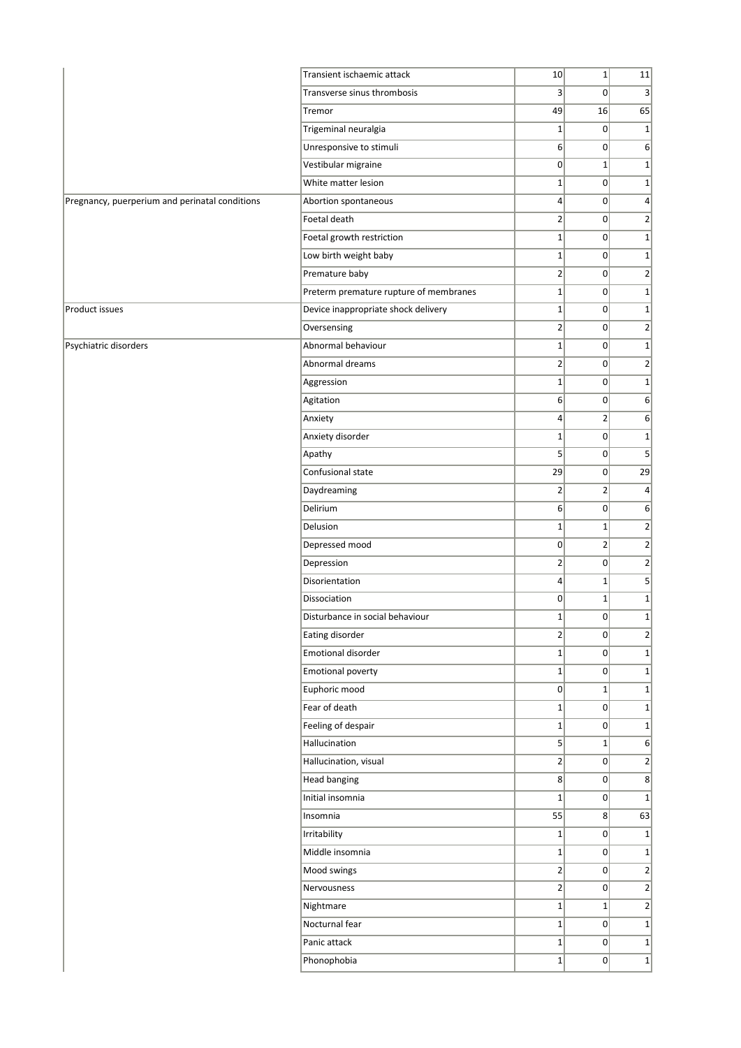| | | | | |
|---|---|---|---|---|
| | Transient ischaemic attack | 10 | 1 | 11 |
| | Transverse sinus thrombosis | 3 | 0 | 3 |
| | Tremor | 49 | 16 | 65 |
| | Trigeminal neuralgia | 1 | 0 | 1 |
| | Unresponsive to stimuli | 6 | 0 | 6 |
| | Vestibular migraine | 0 | 1 | 1 |
| | White matter lesion | 1 | 0 | 1 |
| Pregnancy, puerperium and perinatal conditions | Abortion spontaneous | 4 | 0 | 4 |
| | Foetal death | 2 | 0 | 2 |
| | Foetal growth restriction | 1 | 0 | 1 |
| | Low birth weight baby | 1 | 0 | 1 |
| | Premature baby | 2 | 0 | 2 |
| | Preterm premature rupture of membranes | 1 | 0 | 1 |
| Product issues | Device inappropriate shock delivery | 1 | 0 | 1 |
| | Oversensing | 2 | 0 | 2 |
| Psychiatric disorders | Abnormal behaviour | 1 | 0 | 1 |
| | Abnormal dreams | 2 | 0 | 2 |
| | Aggression | 1 | 0 | 1 |
| | Agitation | 6 | 0 | 6 |
| | Anxiety | 4 | 2 | 6 |
| | Anxiety disorder | 1 | 0 | 1 |
| | Apathy | 5 | 0 | 5 |
| | Confusional state | 29 | 0 | 29 |
| | Daydreaming | 2 | 2 | 4 |
| | Delirium | 6 | 0 | 6 |
| | Delusion | 1 | 1 | 2 |
| | Depressed mood | 0 | 2 | 2 |
| | Depression | 2 | 0 | 2 |
| | Disorientation | 4 | 1 | 5 |
| | Dissociation | 0 | 1 | 1 |
| | Disturbance in social behaviour | 1 | 0 | 1 |
| | Eating disorder | 2 | 0 | 2 |
| | Emotional disorder | 1 | 0 | 1 |
| | Emotional poverty | 1 | 0 | 1 |
| | Euphoric mood | 0 | 1 | 1 |
| | Fear of death | 1 | 0 | 1 |
| | Feeling of despair | 1 | 0 | 1 |
| | Hallucination | 5 | 1 | 6 |
| | Hallucination, visual | 2 | 0 | 2 |
| | Head banging | 8 | 0 | 8 |
| | Initial insomnia | 1 | 0 | 1 |
| | Insomnia | 55 | 8 | 63 |
| | Irritability | 1 | 0 | 1 |
| | Middle insomnia | 1 | 0 | 1 |
| | Mood swings | 2 | 0 | 2 |
| | Nervousness | 2 | 0 | 2 |
| | Nightmare | 1 | 1 | 2 |
| | Nocturnal fear | 1 | 0 | 1 |
| | Panic attack | 1 | 0 | 1 |
| | Phonophobia | 1 | 0 | 1 |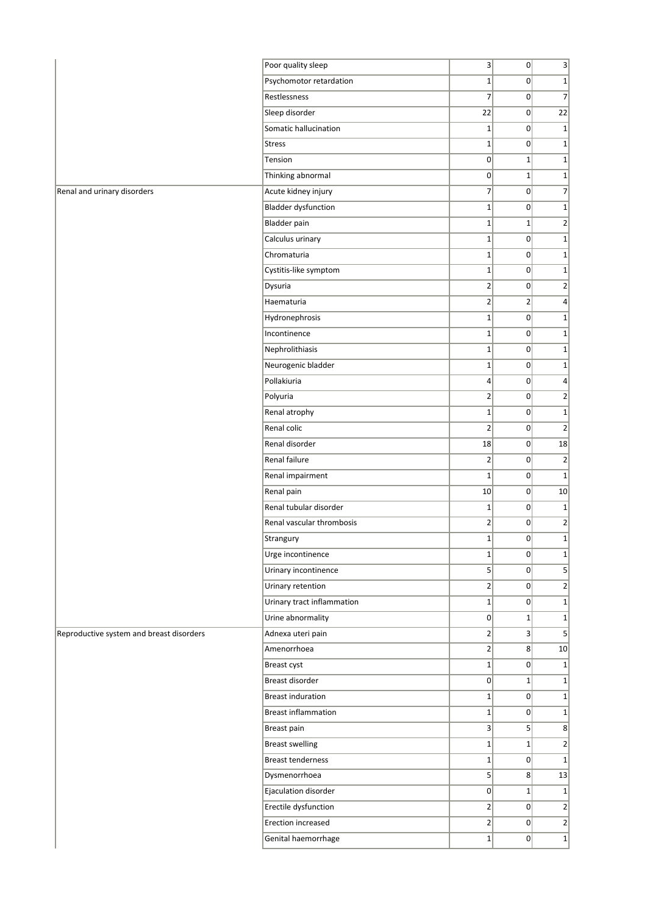| | | | | |
|---|---|---|---|---|
| | Poor quality sleep | 3 | 0 | 3 |
| | Psychomotor retardation | 1 | 0 | 1 |
| | Restlessness | 7 | 0 | 7 |
| | Sleep disorder | 22 | 0 | 22 |
| | Somatic hallucination | 1 | 0 | 1 |
| | Stress | 1 | 0 | 1 |
| | Tension | 0 | 1 | 1 |
| | Thinking abnormal | 0 | 1 | 1 |
| Renal and urinary disorders | Acute kidney injury | 7 | 0 | 7 |
| | Bladder dysfunction | 1 | 0 | 1 |
| | Bladder pain | 1 | 1 | 2 |
| | Calculus urinary | 1 | 0 | 1 |
| | Chromaturia | 1 | 0 | 1 |
| | Cystitis-like symptom | 1 | 0 | 1 |
| | Dysuria | 2 | 0 | 2 |
| | Haematuria | 2 | 2 | 4 |
| | Hydronephrosis | 1 | 0 | 1 |
| | Incontinence | 1 | 0 | 1 |
| | Nephrolithiasis | 1 | 0 | 1 |
| | Neurogenic bladder | 1 | 0 | 1 |
| | Pollakiuria | 4 | 0 | 4 |
| | Polyuria | 2 | 0 | 2 |
| | Renal atrophy | 1 | 0 | 1 |
| | Renal colic | 2 | 0 | 2 |
| | Renal disorder | 18 | 0 | 18 |
| | Renal failure | 2 | 0 | 2 |
| | Renal impairment | 1 | 0 | 1 |
| | Renal pain | 10 | 0 | 10 |
| | Renal tubular disorder | 1 | 0 | 1 |
| | Renal vascular thrombosis | 2 | 0 | 2 |
| | Strangury | 1 | 0 | 1 |
| | Urge incontinence | 1 | 0 | 1 |
| | Urinary incontinence | 5 | 0 | 5 |
| | Urinary retention | 2 | 0 | 2 |
| | Urinary tract inflammation | 1 | 0 | 1 |
| | Urine abnormality | 0 | 1 | 1 |
| Reproductive system and breast disorders | Adnexa uteri pain | 2 | 3 | 5 |
| | Amenorrhoea | 2 | 8 | 10 |
| | Breast cyst | 1 | 0 | 1 |
| | Breast disorder | 0 | 1 | 1 |
| | Breast induration | 1 | 0 | 1 |
| | Breast inflammation | 1 | 0 | 1 |
| | Breast pain | 3 | 5 | 8 |
| | Breast swelling | 1 | 1 | 2 |
| | Breast tenderness | 1 | 0 | 1 |
| | Dysmenorrhoea | 5 | 8 | 13 |
| | Ejaculation disorder | 0 | 1 | 1 |
| | Erectile dysfunction | 2 | 0 | 2 |
| | Erection increased | 2 | 0 | 2 |
| | Genital haemorrhage | 1 | 0 | 1 |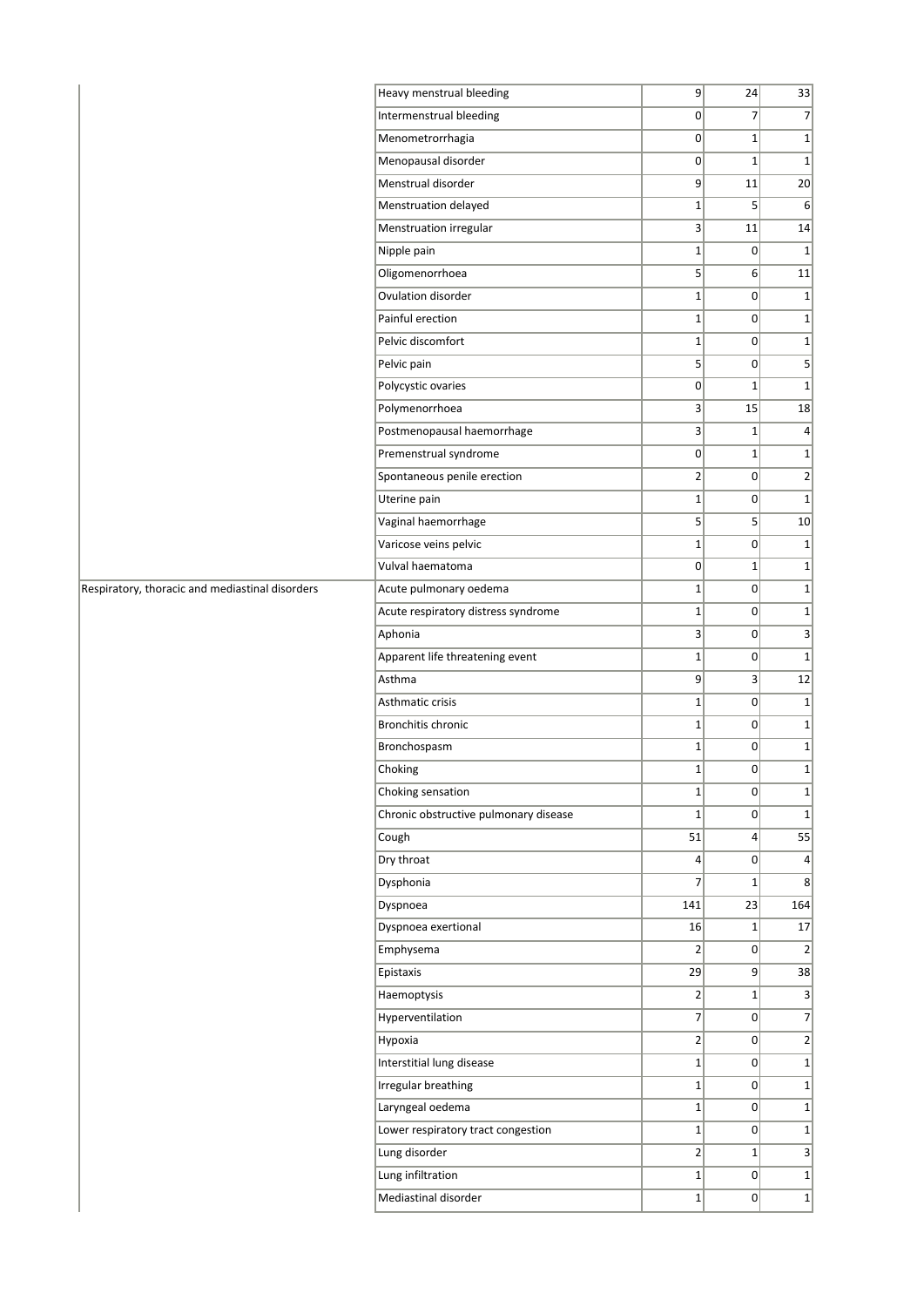| | | | | |
|---|---|---|---|---|
| | Heavy menstrual bleeding | 9 | 24 | 33 |
| | Intermenstrual bleeding | 0 | 7 | 7 |
| | Menometrorrhagia | 0 | 1 | 1 |
| | Menopausal disorder | 0 | 1 | 1 |
| | Menstrual disorder | 9 | 11 | 20 |
| | Menstruation delayed | 1 | 5 | 6 |
| | Menstruation irregular | 3 | 11 | 14 |
| | Nipple pain | 1 | 0 | 1 |
| | Oligomenorrhoea | 5 | 6 | 11 |
| | Ovulation disorder | 1 | 0 | 1 |
| | Painful erection | 1 | 0 | 1 |
| | Pelvic discomfort | 1 | 0 | 1 |
| | Pelvic pain | 5 | 0 | 5 |
| | Polycystic ovaries | 0 | 1 | 1 |
| | Polymenorrhoea | 3 | 15 | 18 |
| | Postmenopausal haemorrhage | 3 | 1 | 4 |
| | Premenstrual syndrome | 0 | 1 | 1 |
| | Spontaneous penile erection | 2 | 0 | 2 |
| | Uterine pain | 1 | 0 | 1 |
| | Vaginal haemorrhage | 5 | 5 | 10 |
| | Varicose veins pelvic | 1 | 0 | 1 |
| | Vulval haematoma | 0 | 1 | 1 |
| Respiratory, thoracic and mediastinal disorders | Acute pulmonary oedema | 1 | 0 | 1 |
| | Acute respiratory distress syndrome | 1 | 0 | 1 |
| | Aphonia | 3 | 0 | 3 |
| | Apparent life threatening event | 1 | 0 | 1 |
| | Asthma | 9 | 3 | 12 |
| | Asthmatic crisis | 1 | 0 | 1 |
| | Bronchitis chronic | 1 | 0 | 1 |
| | Bronchospasm | 1 | 0 | 1 |
| | Choking | 1 | 0 | 1 |
| | Choking sensation | 1 | 0 | 1 |
| | Chronic obstructive pulmonary disease | 1 | 0 | 1 |
| | Cough | 51 | 4 | 55 |
| | Dry throat | 4 | 0 | 4 |
| | Dysphonia | 7 | 1 | 8 |
| | Dyspnoea | 141 | 23 | 164 |
| | Dyspnoea exertional | 16 | 1 | 17 |
| | Emphysema | 2 | 0 | 2 |
| | Epistaxis | 29 | 9 | 38 |
| | Haemoptysis | 2 | 1 | 3 |
| | Hyperventilation | 7 | 0 | 7 |
| | Hypoxia | 2 | 0 | 2 |
| | Interstitial lung disease | 1 | 0 | 1 |
| | Irregular breathing | 1 | 0 | 1 |
| | Laryngeal oedema | 1 | 0 | 1 |
| | Lower respiratory tract congestion | 1 | 0 | 1 |
| | Lung disorder | 2 | 1 | 3 |
| | Lung infiltration | 1 | 0 | 1 |
| | Mediastinal disorder | 1 | 0 | 1 |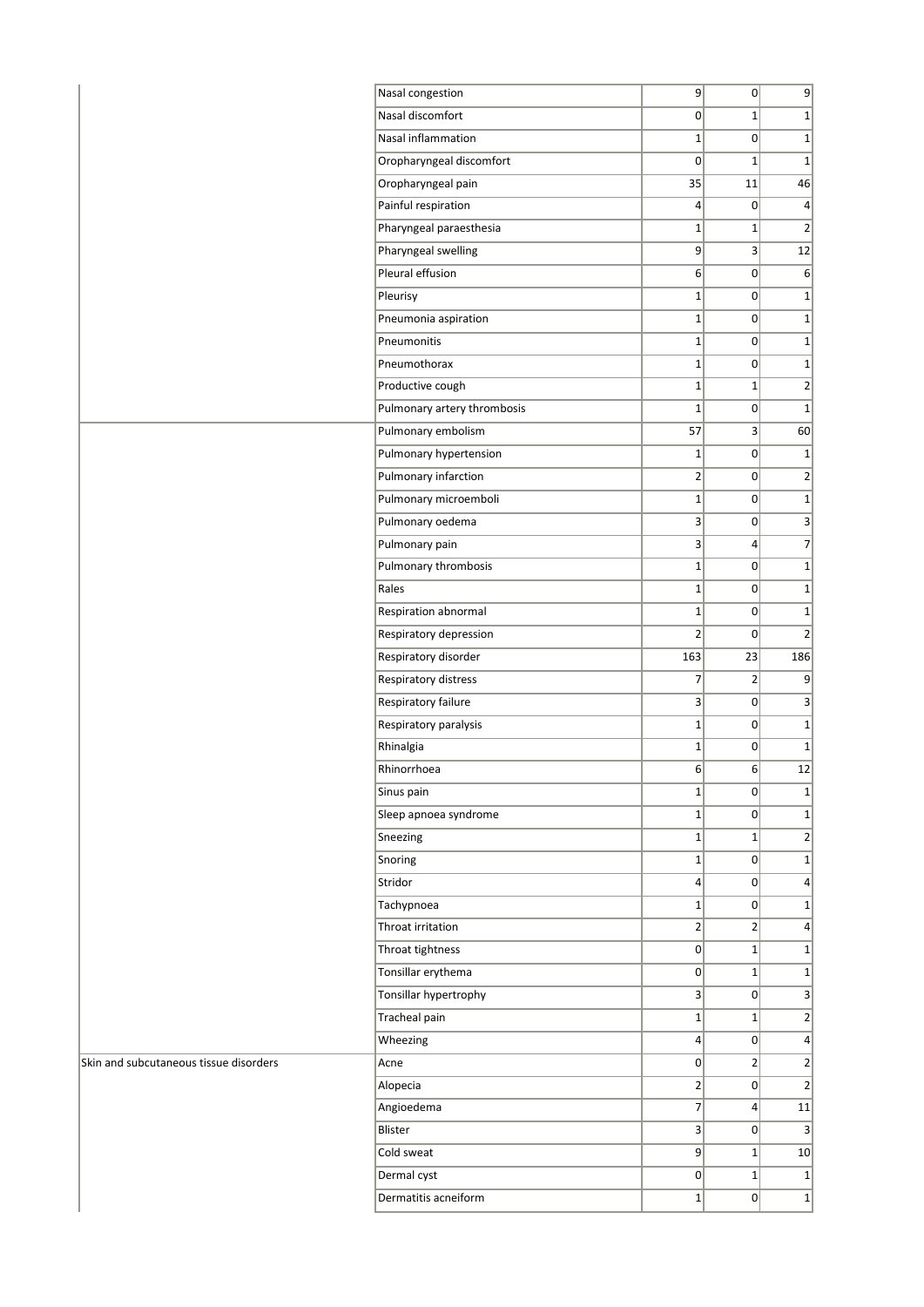| | | | | |
|---|---|---|---|---|
| | Nasal congestion | 9 | 0 | 9 |
| | Nasal discomfort | 0 | 1 | 1 |
| | Nasal inflammation | 1 | 0 | 1 |
| | Oropharyngeal discomfort | 0 | 1 | 1 |
| | Oropharyngeal pain | 35 | 11 | 46 |
| | Painful respiration | 4 | 0 | 4 |
| | Pharyngeal paraesthesia | 1 | 1 | 2 |
| | Pharyngeal swelling | 9 | 3 | 12 |
| | Pleural effusion | 6 | 0 | 6 |
| | Pleurisy | 1 | 0 | 1 |
| | Pneumonia aspiration | 1 | 0 | 1 |
| | Pneumonitis | 1 | 0 | 1 |
| | Pneumothorax | 1 | 0 | 1 |
| | Productive cough | 1 | 1 | 2 |
| | Pulmonary artery thrombosis | 1 | 0 | 1 |
| | Pulmonary embolism | 57 | 3 | 60 |
| | Pulmonary hypertension | 1 | 0 | 1 |
| | Pulmonary infarction | 2 | 0 | 2 |
| | Pulmonary microemboli | 1 | 0 | 1 |
| | Pulmonary oedema | 3 | 0 | 3 |
| | Pulmonary pain | 3 | 4 | 7 |
| | Pulmonary thrombosis | 1 | 0 | 1 |
| | Rales | 1 | 0 | 1 |
| | Respiration abnormal | 1 | 0 | 1 |
| | Respiratory depression | 2 | 0 | 2 |
| | Respiratory disorder | 163 | 23 | 186 |
| | Respiratory distress | 7 | 2 | 9 |
| | Respiratory failure | 3 | 0 | 3 |
| | Respiratory paralysis | 1 | 0 | 1 |
| | Rhinalgia | 1 | 0 | 1 |
| | Rhinorrhoea | 6 | 6 | 12 |
| | Sinus pain | 1 | 0 | 1 |
| | Sleep apnoea syndrome | 1 | 0 | 1 |
| | Sneezing | 1 | 1 | 2 |
| | Snoring | 1 | 0 | 1 |
| | Stridor | 4 | 0 | 4 |
| | Tachypnoea | 1 | 0 | 1 |
| | Throat irritation | 2 | 2 | 4 |
| | Throat tightness | 0 | 1 | 1 |
| | Tonsillar erythema | 0 | 1 | 1 |
| | Tonsillar hypertrophy | 3 | 0 | 3 |
| | Tracheal pain | 1 | 1 | 2 |
| | Wheezing | 4 | 0 | 4 |
| Skin and subcutaneous tissue disorders | Acne | 0 | 2 | 2 |
| | Alopecia | 2 | 0 | 2 |
| | Angioedema | 7 | 4 | 11 |
| | Blister | 3 | 0 | 3 |
| | Cold sweat | 9 | 1 | 10 |
| | Dermal cyst | 0 | 1 | 1 |
| | Dermatitis acneiform | 1 | 0 | 1 |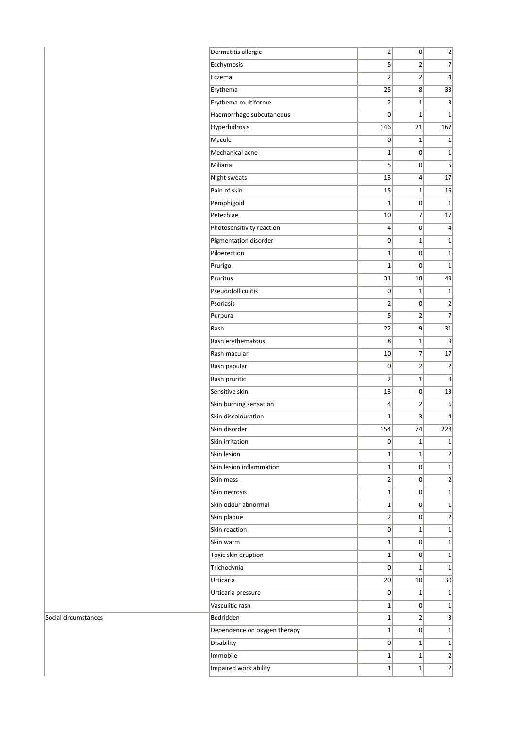| | | | | |
|---|---|---|---|---|
| | Dermatitis allergic | 2 | 0 | 2 |
| | Ecchymosis | 5 | 2 | 7 |
| | Eczema | 2 | 2 | 4 |
| | Erythema | 25 | 8 | 33 |
| | Erythema multiforme | 2 | 1 | 3 |
| | Haemorrhage subcutaneous | 0 | 1 | 1 |
| | Hyperhidrosis | 146 | 21 | 167 |
| | Macule | 0 | 1 | 1 |
| | Mechanical acne | 1 | 0 | 1 |
| | Miliaria | 5 | 0 | 5 |
| | Night sweats | 13 | 4 | 17 |
| | Pain of skin | 15 | 1 | 16 |
| | Pemphigoid | 1 | 0 | 1 |
| | Petechiae | 10 | 7 | 17 |
| | Photosensitivity reaction | 4 | 0 | 4 |
| | Pigmentation disorder | 0 | 1 | 1 |
| | Piloerection | 1 | 0 | 1 |
| | Prurigo | 1 | 0 | 1 |
| | Pruritus | 31 | 18 | 49 |
| | Pseudofolliculitis | 0 | 1 | 1 |
| | Psoriasis | 2 | 0 | 2 |
| | Purpura | 5 | 2 | 7 |
| | Rash | 22 | 9 | 31 |
| | Rash erythematous | 8 | 1 | 9 |
| | Rash macular | 10 | 7 | 17 |
| | Rash papular | 0 | 2 | 2 |
| | Rash pruritic | 2 | 1 | 3 |
| | Sensitive skin | 13 | 0 | 13 |
| | Skin burning sensation | 4 | 2 | 6 |
| | Skin discolouration | 1 | 3 | 4 |
| | Skin disorder | 154 | 74 | 228 |
| | Skin irritation | 0 | 1 | 1 |
| | Skin lesion | 1 | 1 | 2 |
| | Skin lesion inflammation | 1 | 0 | 1 |
| | Skin mass | 2 | 0 | 2 |
| | Skin necrosis | 1 | 0 | 1 |
| | Skin odour abnormal | 1 | 0 | 1 |
| | Skin plaque | 2 | 0 | 2 |
| | Skin reaction | 0 | 1 | 1 |
| | Skin warm | 1 | 0 | 1 |
| | Toxic skin eruption | 1 | 0 | 1 |
| | Trichodynia | 0 | 1 | 1 |
| | Urticaria | 20 | 10 | 30 |
| | Urticaria pressure | 0 | 1 | 1 |
| | Vasculitic rash | 1 | 0 | 1 |
| Social circumstances | Bedridden | 1 | 2 | 3 |
| | Dependence on oxygen therapy | 1 | 0 | 1 |
| | Disability | 0 | 1 | 1 |
| | Immobile | 1 | 1 | 2 |
| | Impaired work ability | 1 | 1 | 2 |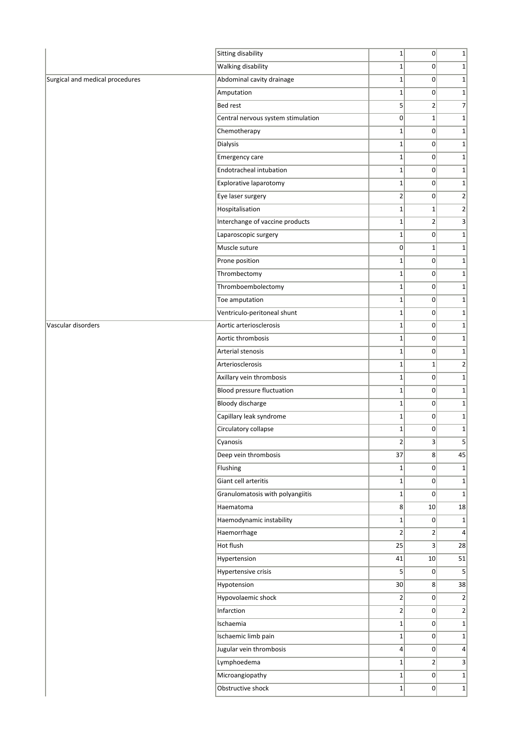| | | | | |
|---|---|---|---|---|
| | Sitting disability | 1 | 0 | 1 |
| | Walking disability | 1 | 0 | 1 |
| Surgical and medical procedures | Abdominal cavity drainage | 1 | 0 | 1 |
| | Amputation | 1 | 0 | 1 |
| | Bed rest | 5 | 2 | 7 |
| | Central nervous system stimulation | 0 | 1 | 1 |
| | Chemotherapy | 1 | 0 | 1 |
| | Dialysis | 1 | 0 | 1 |
| | Emergency care | 1 | 0 | 1 |
| | Endotracheal intubation | 1 | 0 | 1 |
| | Explorative laparotomy | 1 | 0 | 1 |
| | Eye laser surgery | 2 | 0 | 2 |
| | Hospitalisation | 1 | 1 | 2 |
| | Interchange of vaccine products | 1 | 2 | 3 |
| | Laparoscopic surgery | 1 | 0 | 1 |
| | Muscle suture | 0 | 1 | 1 |
| | Prone position | 1 | 0 | 1 |
| | Thrombectomy | 1 | 0 | 1 |
| | Thromboembolectomy | 1 | 0 | 1 |
| | Toe amputation | 1 | 0 | 1 |
| | Ventriculo-peritoneal shunt | 1 | 0 | 1 |
| Vascular disorders | Aortic arteriosclerosis | 1 | 0 | 1 |
| | Aortic thrombosis | 1 | 0 | 1 |
| | Arterial stenosis | 1 | 0 | 1 |
| | Arteriosclerosis | 1 | 1 | 2 |
| | Axillary vein thrombosis | 1 | 0 | 1 |
| | Blood pressure fluctuation | 1 | 0 | 1 |
| | Bloody discharge | 1 | 0 | 1 |
| | Capillary leak syndrome | 1 | 0 | 1 |
| | Circulatory collapse | 1 | 0 | 1 |
| | Cyanosis | 2 | 3 | 5 |
| | Deep vein thrombosis | 37 | 8 | 45 |
| | Flushing | 1 | 0 | 1 |
| | Giant cell arteritis | 1 | 0 | 1 |
| | Granulomatosis with polyangiitis | 1 | 0 | 1 |
| | Haematoma | 8 | 10 | 18 |
| | Haemodynamic instability | 1 | 0 | 1 |
| | Haemorrhage | 2 | 2 | 4 |
| | Hot flush | 25 | 3 | 28 |
| | Hypertension | 41 | 10 | 51 |
| | Hypertensive crisis | 5 | 0 | 5 |
| | Hypotension | 30 | 8 | 38 |
| | Hypovolaemic shock | 2 | 0 | 2 |
| | Infarction | 2 | 0 | 2 |
| | Ischaemia | 1 | 0 | 1 |
| | Ischaemic limb pain | 1 | 0 | 1 |
| | Jugular vein thrombosis | 4 | 0 | 4 |
| | Lymphoedema | 1 | 2 | 3 |
| | Microangiopathy | 1 | 0 | 1 |
| | Obstructive shock | 1 | 0 | 1 |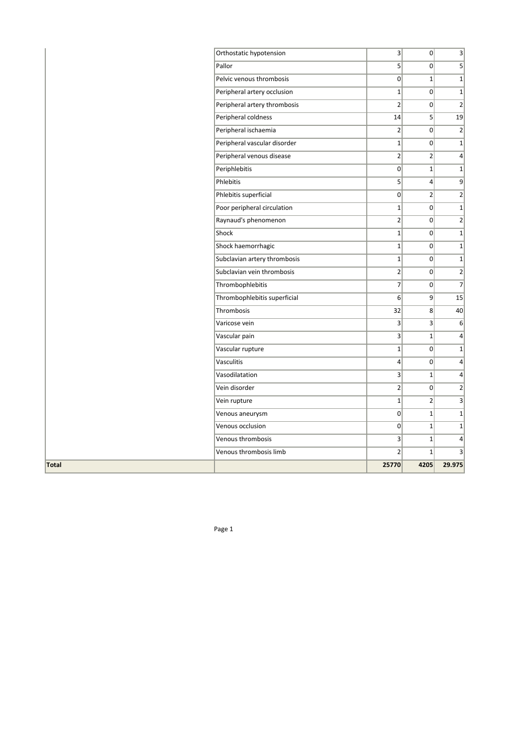| | | | | |
|---|---|---|---|---|
| | Orthostatic hypotension | 3 | 0 | 3 |
| | Pallor | 5 | 0 | 5 |
| | Pelvic venous thrombosis | 0 | 1 | 1 |
| | Peripheral artery occlusion | 1 | 0 | 1 |
| | Peripheral artery thrombosis | 2 | 0 | 2 |
| | Peripheral coldness | 14 | 5 | 19 |
| | Peripheral ischaemia | 2 | 0 | 2 |
| | Peripheral vascular disorder | 1 | 0 | 1 |
| | Peripheral venous disease | 2 | 2 | 4 |
| | Periphlebitis | 0 | 1 | 1 |
| | Phlebitis | 5 | 4 | 9 |
| | Phlebitis superficial | 0 | 2 | 2 |
| | Poor peripheral circulation | 1 | 0 | 1 |
| | Raynaud's phenomenon | 2 | 0 | 2 |
| | Shock | 1 | 0 | 1 |
| | Shock haemorrhagic | 1 | 0 | 1 |
| | Subclavian artery thrombosis | 1 | 0 | 1 |
| | Subclavian vein thrombosis | 2 | 0 | 2 |
| | Thrombophlebitis | 7 | 0 | 7 |
| | Thrombophlebitis superficial | 6 | 9 | 15 |
| | Thrombosis | 32 | 8 | 40 |
| | Varicose vein | 3 | 3 | 6 |
| | Vascular pain | 3 | 1 | 4 |
| | Vascular rupture | 1 | 0 | 1 |
| | Vasculitis | 4 | 0 | 4 |
| | Vasodilatation | 3 | 1 | 4 |
| | Vein disorder | 2 | 0 | 2 |
| | Vein rupture | 1 | 2 | 3 |
| | Venous aneurysm | 0 | 1 | 1 |
| | Venous occlusion | 0 | 1 | 1 |
| | Venous thrombosis | 3 | 1 | 4 |
| | Venous thrombosis limb | 2 | 1 | 3 |
| **Total** | | **25770** | **4205** | **29.975** |